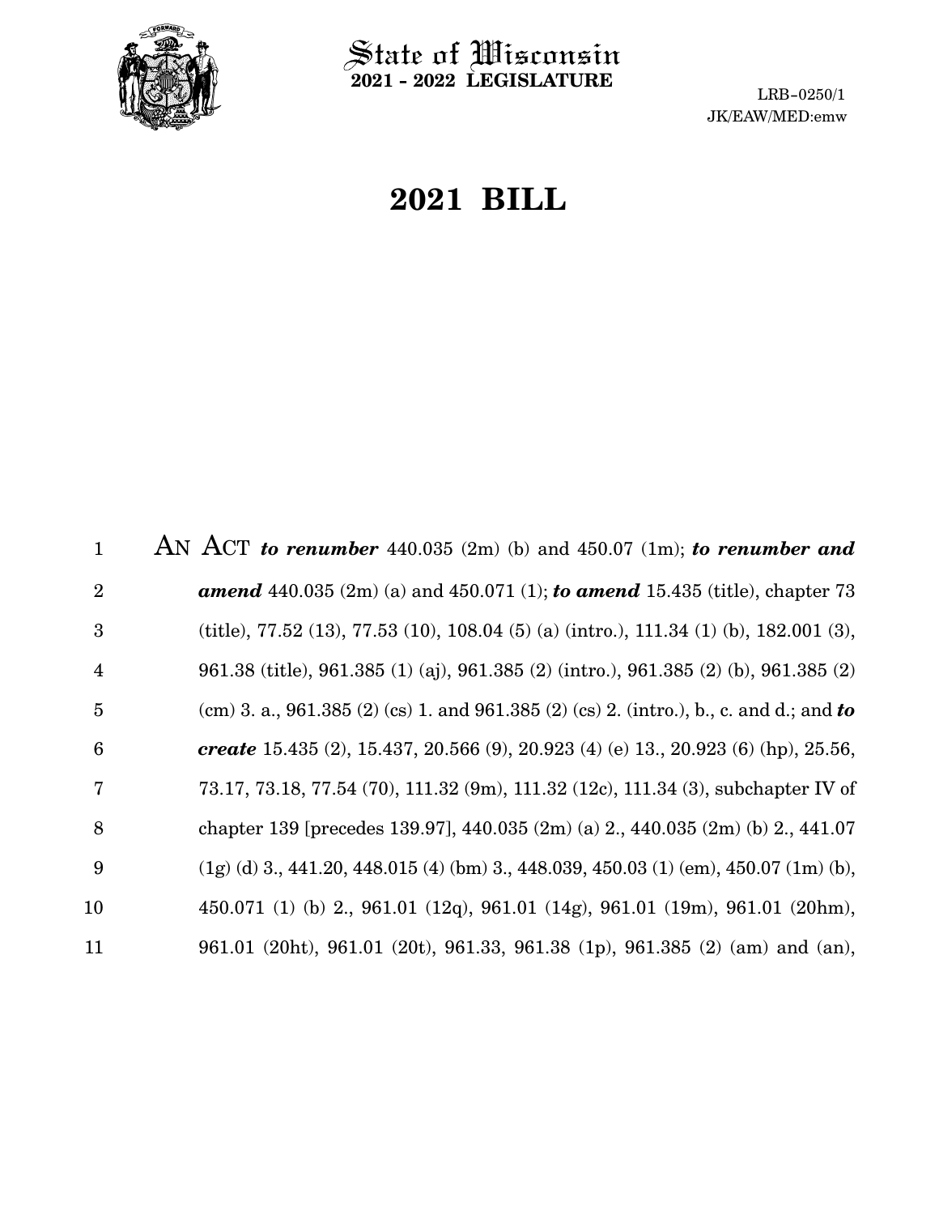State of Wisconsin
**2021 - 2022 LEGISLATURE**

LRB-0250/1
JK/EAW/MED:emw

# 2021 BILL

AN ACT ***to renumber*** 440.035 (2m) (b) and 450.07 (1m); ***to renumber and amend*** 440.035 (2m) (a) and 450.071 (1); ***to amend*** 15.435 (title), chapter 73 (title), 77.52 (13), 77.53 (10), 108.04 (5) (a) (intro.), 111.34 (1) (b), 182.001 (3), 961.38 (title), 961.385 (1) (aj), 961.385 (2) (intro.), 961.385 (2) (b), 961.385 (2) (cm) 3. a., 961.385 (2) (cs) 1. and 961.385 (2) (cs) 2. (intro.), b., c. and d.; and ***to create*** 15.435 (2), 15.437, 20.566 (9), 20.923 (4) (e) 13., 20.923 (6) (hp), 25.56, 73.17, 73.18, 77.54 (70), 111.32 (9m), 111.32 (12c), 111.34 (3), subchapter IV of chapter 139 [precedes 139.97], 440.035 (2m) (a) 2., 440.035 (2m) (b) 2., 441.07 (1g) (d) 3., 441.20, 448.015 (4) (bm) 3., 448.039, 450.03 (1) (em), 450.07 (1m) (b), 450.071 (1) (b) 2., 961.01 (12q), 961.01 (14g), 961.01 (19m), 961.01 (20hm), 961.01 (20ht), 961.01 (20t), 961.33, 961.38 (1p), 961.385 (2) (am) and (an),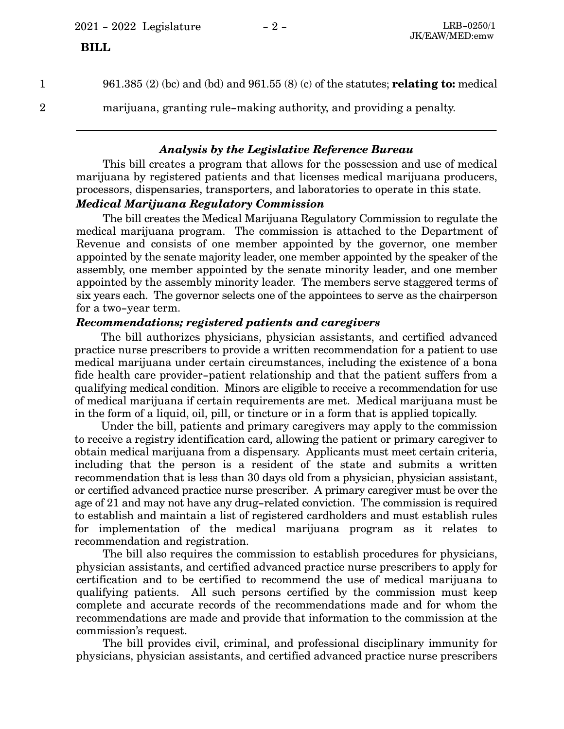961.385 (2) (bc) and (bd) and 961.55 (8) (c) of the statutes; **relating to:** medical marijuana, granting rule-making authority, and providing a penalty.

---

### *Analysis by the Legislative Reference Bureau*

This bill creates a program that allows for the possession and use of medical marijuana by registered patients and that licenses medical marijuana producers, processors, dispensaries, transporters, and laboratories to operate in this state.

#### *Medical Marijuana Regulatory Commission*

The bill creates the Medical Marijuana Regulatory Commission to regulate the medical marijuana program. The commission is attached to the Department of Revenue and consists of one member appointed by the governor, one member appointed by the senate majority leader, one member appointed by the speaker of the assembly, one member appointed by the senate minority leader, and one member appointed by the assembly minority leader. The members serve staggered terms of six years each. The governor selects one of the appointees to serve as the chairperson for a two-year term.

#### *Recommendations; registered patients and caregivers*

The bill authorizes physicians, physician assistants, and certified advanced practice nurse prescribers to provide a written recommendation for a patient to use medical marijuana under certain circumstances, including the existence of a bona fide health care provider-patient relationship and that the patient suffers from a qualifying medical condition. Minors are eligible to receive a recommendation for use of medical marijuana if certain requirements are met. Medical marijuana must be in the form of a liquid, oil, pill, or tincture or in a form that is applied topically.

Under the bill, patients and primary caregivers may apply to the commission to receive a registry identification card, allowing the patient or primary caregiver to obtain medical marijuana from a dispensary. Applicants must meet certain criteria, including that the person is a resident of the state and submits a written recommendation that is less than 30 days old from a physician, physician assistant, or certified advanced practice nurse prescriber. A primary caregiver must be over the age of 21 and may not have any drug-related conviction. The commission is required to establish and maintain a list of registered cardholders and must establish rules for implementation of the medical marijuana program as it relates to recommendation and registration.

The bill also requires the commission to establish procedures for physicians, physician assistants, and certified advanced practice nurse prescribers to apply for certification and to be certified to recommend the use of medical marijuana to qualifying patients. All such persons certified by the commission must keep complete and accurate records of the recommendations made and for whom the recommendations are made and provide that information to the commission at the commission's request.

The bill provides civil, criminal, and professional disciplinary immunity for physicians, physician assistants, and certified advanced practice nurse prescribers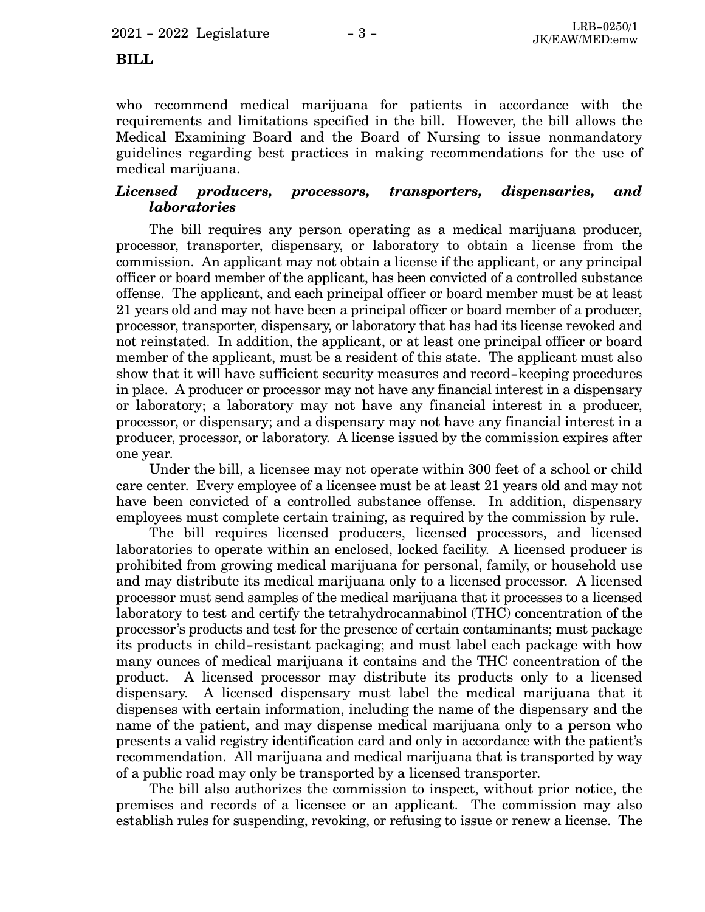who recommend medical marijuana for patients in accordance with the requirements and limitations specified in the bill. However, the bill allows the Medical Examining Board and the Board of Nursing to issue nonmandatory guidelines regarding best practices in making recommendations for the use of medical marijuana.

***Licensed producers, processors, transporters, dispensaries, and laboratories***

The bill requires any person operating as a medical marijuana producer, processor, transporter, dispensary, or laboratory to obtain a license from the commission. An applicant may not obtain a license if the applicant, or any principal officer or board member of the applicant, has been convicted of a controlled substance offense. The applicant, and each principal officer or board member must be at least 21 years old and may not have been a principal officer or board member of a producer, processor, transporter, dispensary, or laboratory that has had its license revoked and not reinstated. In addition, the applicant, or at least one principal officer or board member of the applicant, must be a resident of this state. The applicant must also show that it will have sufficient security measures and record-keeping procedures in place. A producer or processor may not have any financial interest in a dispensary or laboratory; a laboratory may not have any financial interest in a producer, processor, or dispensary; and a dispensary may not have any financial interest in a producer, processor, or laboratory. A license issued by the commission expires after one year.

Under the bill, a licensee may not operate within 300 feet of a school or child care center. Every employee of a licensee must be at least 21 years old and may not have been convicted of a controlled substance offense. In addition, dispensary employees must complete certain training, as required by the commission by rule.

The bill requires licensed producers, licensed processors, and licensed laboratories to operate within an enclosed, locked facility. A licensed producer is prohibited from growing medical marijuana for personal, family, or household use and may distribute its medical marijuana only to a licensed processor. A licensed processor must send samples of the medical marijuana that it processes to a licensed laboratory to test and certify the tetrahydrocannabinol (THC) concentration of the processor's products and test for the presence of certain contaminants; must package its products in child-resistant packaging; and must label each package with how many ounces of medical marijuana it contains and the THC concentration of the product. A licensed processor may distribute its products only to a licensed dispensary. A licensed dispensary must label the medical marijuana that it dispenses with certain information, including the name of the dispensary and the name of the patient, and may dispense medical marijuana only to a person who presents a valid registry identification card and only in accordance with the patient's recommendation. All marijuana and medical marijuana that is transported by way of a public road may only be transported by a licensed transporter.

The bill also authorizes the commission to inspect, without prior notice, the premises and records of a licensee or an applicant. The commission may also establish rules for suspending, revoking, or refusing to issue or renew a license. The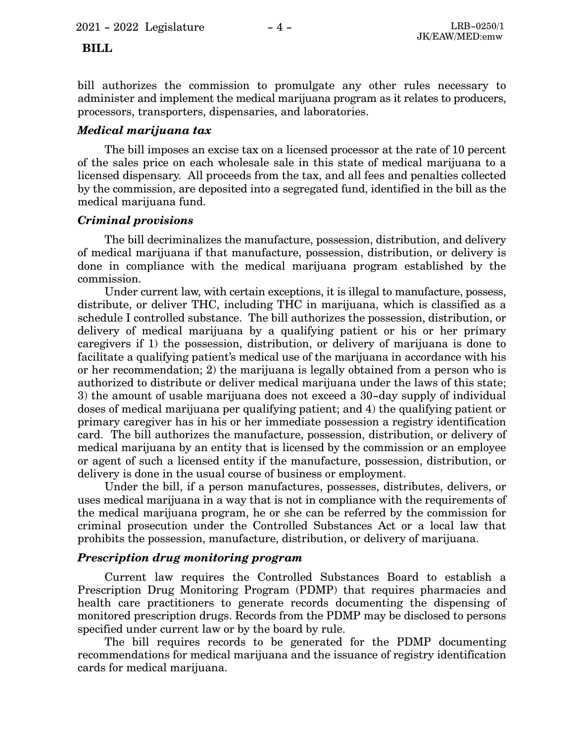bill authorizes the commission to promulgate any other rules necessary to administer and implement the medical marijuana program as it relates to producers, processors, transporters, dispensaries, and laboratories.

### *Medical marijuana tax*

The bill imposes an excise tax on a licensed processor at the rate of 10 percent of the sales price on each wholesale sale in this state of medical marijuana to a licensed dispensary. All proceeds from the tax, and all fees and penalties collected by the commission, are deposited into a segregated fund, identified in the bill as the medical marijuana fund.

### *Criminal provisions*

The bill decriminalizes the manufacture, possession, distribution, and delivery of medical marijuana if that manufacture, possession, distribution, or delivery is done in compliance with the medical marijuana program established by the commission.

Under current law, with certain exceptions, it is illegal to manufacture, possess, distribute, or deliver THC, including THC in marijuana, which is classified as a schedule I controlled substance. The bill authorizes the possession, distribution, or delivery of medical marijuana by a qualifying patient or his or her primary caregivers if 1) the possession, distribution, or delivery of marijuana is done to facilitate a qualifying patient's medical use of the marijuana in accordance with his or her recommendation; 2) the marijuana is legally obtained from a person who is authorized to distribute or deliver medical marijuana under the laws of this state; 3) the amount of usable marijuana does not exceed a 30-day supply of individual doses of medical marijuana per qualifying patient; and 4) the qualifying patient or primary caregiver has in his or her immediate possession a registry identification card. The bill authorizes the manufacture, possession, distribution, or delivery of medical marijuana by an entity that is licensed by the commission or an employee or agent of such a licensed entity if the manufacture, possession, distribution, or delivery is done in the usual course of business or employment.

Under the bill, if a person manufactures, possesses, distributes, delivers, or uses medical marijuana in a way that is not in compliance with the requirements of the medical marijuana program, he or she can be referred by the commission for criminal prosecution under the Controlled Substances Act or a local law that prohibits the possession, manufacture, distribution, or delivery of marijuana.

### *Prescription drug monitoring program*

Current law requires the Controlled Substances Board to establish a Prescription Drug Monitoring Program (PDMP) that requires pharmacies and health care practitioners to generate records documenting the dispensing of monitored prescription drugs. Records from the PDMP may be disclosed to persons specified under current law or by the board by rule.

The bill requires records to be generated for the PDMP documenting recommendations for medical marijuana and the issuance of registry identification cards for medical marijuana.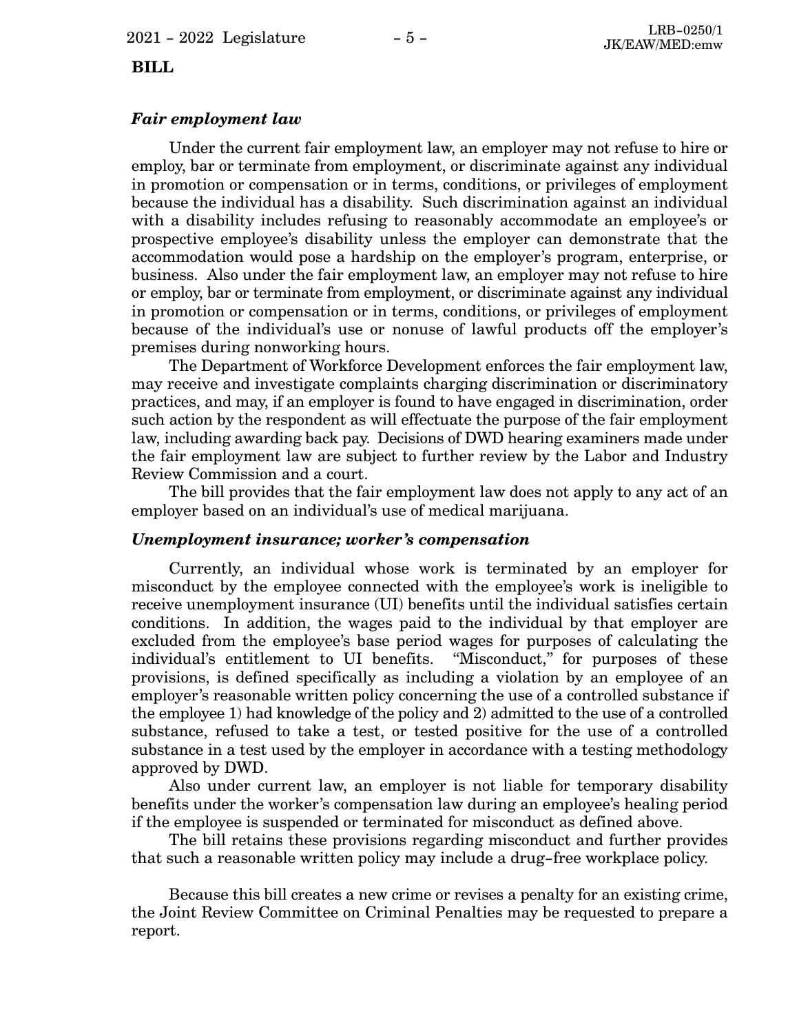**BILL**

### *Fair employment law*

Under the current fair employment law, an employer may not refuse to hire or employ, bar or terminate from employment, or discriminate against any individual in promotion or compensation or in terms, conditions, or privileges of employment because the individual has a disability. Such discrimination against an individual with a disability includes refusing to reasonably accommodate an employee's or prospective employee's disability unless the employer can demonstrate that the accommodation would pose a hardship on the employer's program, enterprise, or business. Also under the fair employment law, an employer may not refuse to hire or employ, bar or terminate from employment, or discriminate against any individual in promotion or compensation or in terms, conditions, or privileges of employment because of the individual's use or nonuse of lawful products off the employer's premises during nonworking hours.

The Department of Workforce Development enforces the fair employment law, may receive and investigate complaints charging discrimination or discriminatory practices, and may, if an employer is found to have engaged in discrimination, order such action by the respondent as will effectuate the purpose of the fair employment law, including awarding back pay. Decisions of DWD hearing examiners made under the fair employment law are subject to further review by the Labor and Industry Review Commission and a court.

The bill provides that the fair employment law does not apply to any act of an employer based on an individual's use of medical marijuana.

### *Unemployment insurance; worker's compensation*

Currently, an individual whose work is terminated by an employer for misconduct by the employee connected with the employee's work is ineligible to receive unemployment insurance (UI) benefits until the individual satisfies certain conditions. In addition, the wages paid to the individual by that employer are excluded from the employee's base period wages for purposes of calculating the individual's entitlement to UI benefits. "Misconduct," for purposes of these provisions, is defined specifically as including a violation by an employee of an employer's reasonable written policy concerning the use of a controlled substance if the employee 1) had knowledge of the policy and 2) admitted to the use of a controlled substance, refused to take a test, or tested positive for the use of a controlled substance in a test used by the employer in accordance with a testing methodology approved by DWD.

Also under current law, an employer is not liable for temporary disability benefits under the worker's compensation law during an employee's healing period if the employee is suspended or terminated for misconduct as defined above.

The bill retains these provisions regarding misconduct and further provides that such a reasonable written policy may include a drug-free workplace policy.

Because this bill creates a new crime or revises a penalty for an existing crime, the Joint Review Committee on Criminal Penalties may be requested to prepare a report.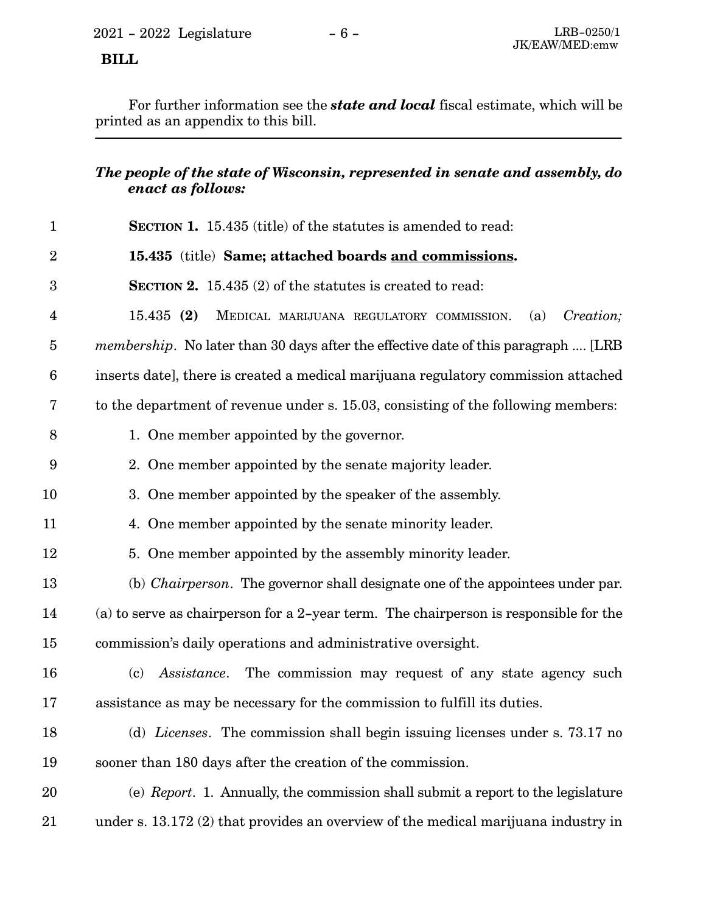For further information see the ***state and local*** fiscal estimate, which will be printed as an appendix to this bill.

---

***The people of the state of Wisconsin, represented in senate and assembly, do enact as follows:***

**SECTION 1.** 15.435 (title) of the statutes is amended to read:

**15.435** (title) **Same; attached boards <u>and commissions</u>.**

**SECTION 2.** 15.435 (2) of the statutes is created to read:

15.435 **(2)** MEDICAL MARIJUANA REGULATORY COMMISSION. (a) *Creation; membership*. No later than 30 days after the effective date of this paragraph .... [LRB inserts date], there is created a medical marijuana regulatory commission attached to the department of revenue under s. 15.03, consisting of the following members:

1. One member appointed by the governor.

2. One member appointed by the senate majority leader.

3. One member appointed by the speaker of the assembly.

4. One member appointed by the senate minority leader.

5. One member appointed by the assembly minority leader.

(b) *Chairperson*. The governor shall designate one of the appointees under par. (a) to serve as chairperson for a 2-year term. The chairperson is responsible for the commission's daily operations and administrative oversight.

(c) *Assistance*. The commission may request of any state agency such assistance as may be necessary for the commission to fulfill its duties.

(d) *Licenses*. The commission shall begin issuing licenses under s. 73.17 no sooner than 180 days after the creation of the commission.

(e) *Report*. 1. Annually, the commission shall submit a report to the legislature under s. 13.172 (2) that provides an overview of the medical marijuana industry in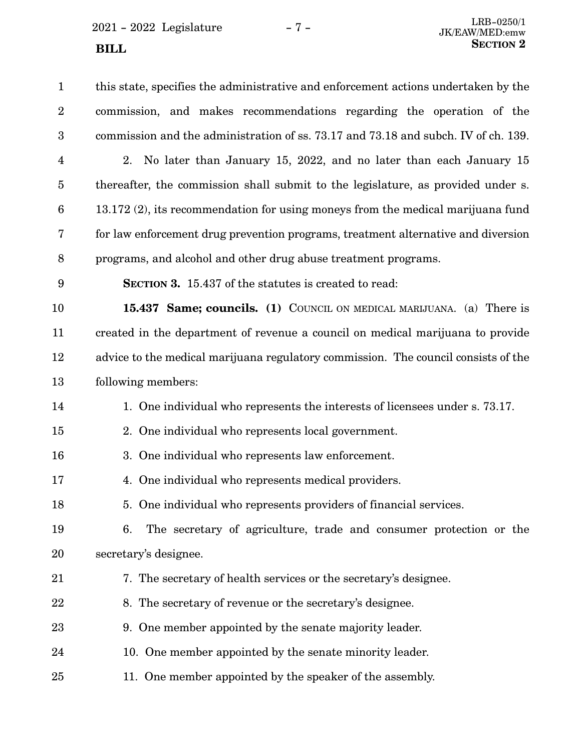this state, specifies the administrative and enforcement actions undertaken by the commission, and makes recommendations regarding the operation of the commission and the administration of ss. 73.17 and 73.18 and subch. IV of ch. 139.

2. No later than January 15, 2022, and no later than each January 15 thereafter, the commission shall submit to the legislature, as provided under s. 13.172 (2), its recommendation for using moneys from the medical marijuana fund for law enforcement drug prevention programs, treatment alternative and diversion programs, and alcohol and other drug abuse treatment programs.

**SECTION 3.** 15.437 of the statutes is created to read:

**15.437 Same; councils. (1)** COUNCIL ON MEDICAL MARIJUANA. (a) There is created in the department of revenue a council on medical marijuana to provide advice to the medical marijuana regulatory commission. The council consists of the following members:

1. One individual who represents the interests of licensees under s. 73.17.

2. One individual who represents local government.

3. One individual who represents law enforcement.

4. One individual who represents medical providers.

5. One individual who represents providers of financial services.

6. The secretary of agriculture, trade and consumer protection or the secretary's designee.

7. The secretary of health services or the secretary's designee.

8. The secretary of revenue or the secretary's designee.

9. One member appointed by the senate majority leader.

10. One member appointed by the senate minority leader.

11. One member appointed by the speaker of the assembly.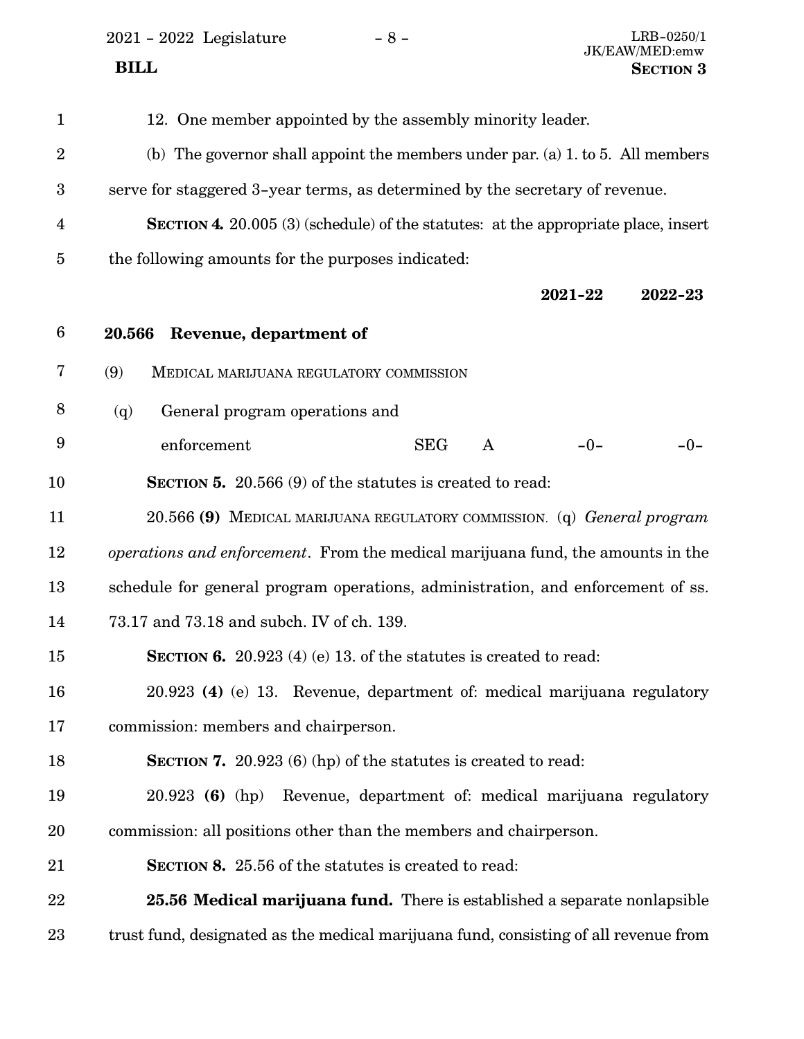12. One member appointed by the assembly minority leader.

(b) The governor shall appoint the members under par. (a) 1. to 5. All members serve for staggered 3-year terms, as determined by the secretary of revenue.

**SECTION 4.** 20.005 (3) (schedule) of the statutes: at the appropriate place, insert the following amounts for the purposes indicated:

| | | | | 2021-22 | 2022-23 |
|---|---|---|---|---|---|
| **20.566** | **Revenue, department of** | | | | |
| (9) | MEDICAL MARIJUANA REGULATORY COMMISSION | | | | |
| (q) | General program operations and enforcement | SEG | A | -0- | -0- |

**SECTION 5.** 20.566 (9) of the statutes is created to read:

20.566 **(9)** MEDICAL MARIJUANA REGULATORY COMMISSION. (q) *General program operations and enforcement*. From the medical marijuana fund, the amounts in the schedule for general program operations, administration, and enforcement of ss. 73.17 and 73.18 and subch. IV of ch. 139.

**SECTION 6.** 20.923 (4) (e) 13. of the statutes is created to read:

20.923 **(4)** (e) 13. Revenue, department of: medical marijuana regulatory commission: members and chairperson.

**SECTION 7.** 20.923 (6) (hp) of the statutes is created to read:

20.923 **(6)** (hp) Revenue, department of: medical marijuana regulatory commission: all positions other than the members and chairperson.

**SECTION 8.** 25.56 of the statutes is created to read:

**25.56 Medical marijuana fund.** There is established a separate nonlapsible trust fund, designated as the medical marijuana fund, consisting of all revenue from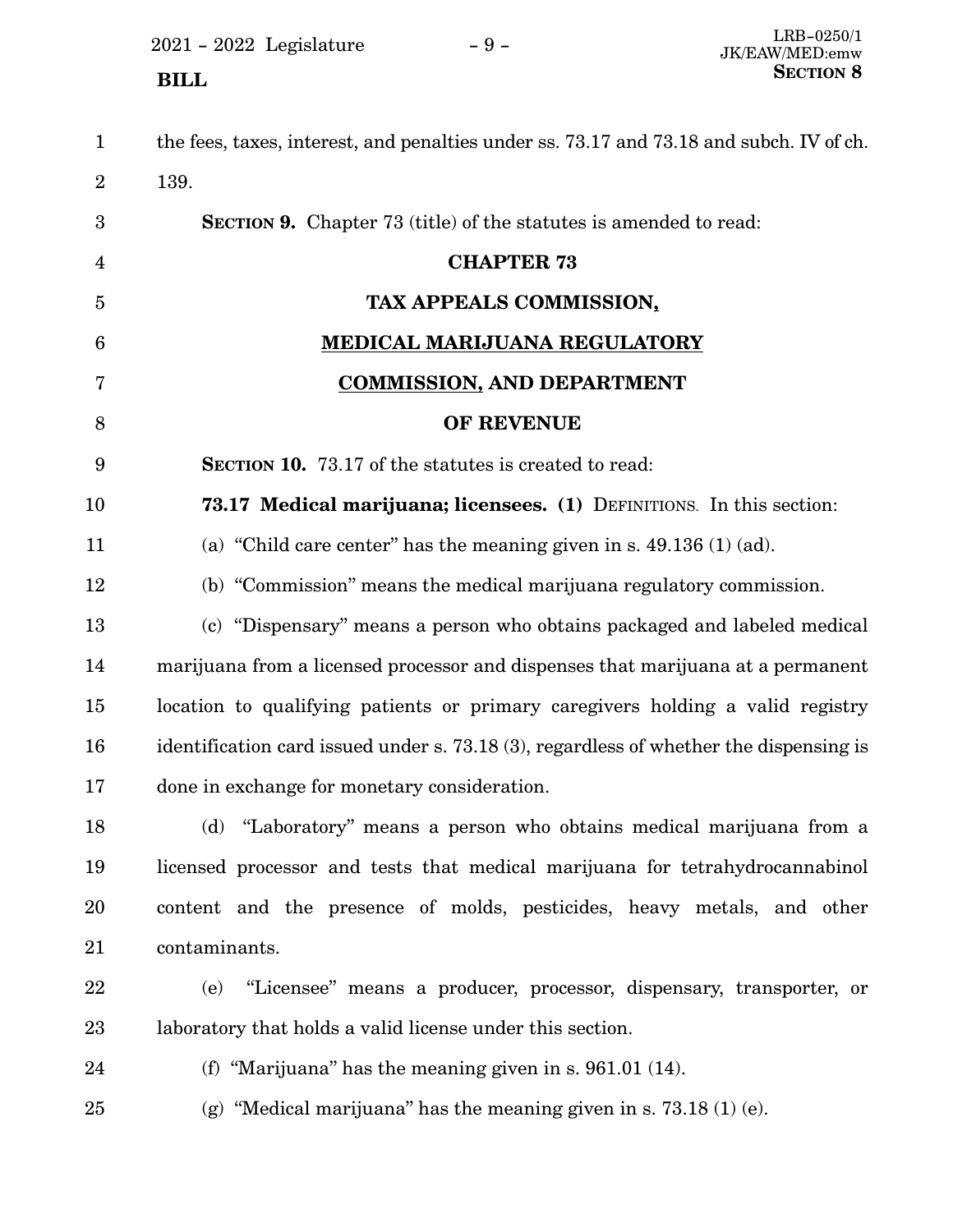the fees, taxes, interest, and penalties under ss. 73.17 and 73.18 and subch. IV of ch. 139.

**SECTION 9.** Chapter 73 (title) of the statutes is amended to read:

**CHAPTER 73**

**TAX APPEALS COMMISSION,**

**MEDICAL MARIJUANA REGULATORY**

**COMMISSION, AND DEPARTMENT**

**OF REVENUE**

**SECTION 10.** 73.17 of the statutes is created to read:

**73.17 Medical marijuana; licensees. (1)** DEFINITIONS. In this section:

(a) "Child care center" has the meaning given in s. 49.136 (1) (ad).

(b) "Commission" means the medical marijuana regulatory commission.

(c) "Dispensary" means a person who obtains packaged and labeled medical marijuana from a licensed processor and dispenses that marijuana at a permanent location to qualifying patients or primary caregivers holding a valid registry identification card issued under s. 73.18 (3), regardless of whether the dispensing is done in exchange for monetary consideration.

(d) "Laboratory" means a person who obtains medical marijuana from a licensed processor and tests that medical marijuana for tetrahydrocannabinol content and the presence of molds, pesticides, heavy metals, and other contaminants.

(e) "Licensee" means a producer, processor, dispensary, transporter, or laboratory that holds a valid license under this section.

(f) "Marijuana" has the meaning given in s. 961.01 (14).

(g) "Medical marijuana" has the meaning given in s. 73.18 (1) (e).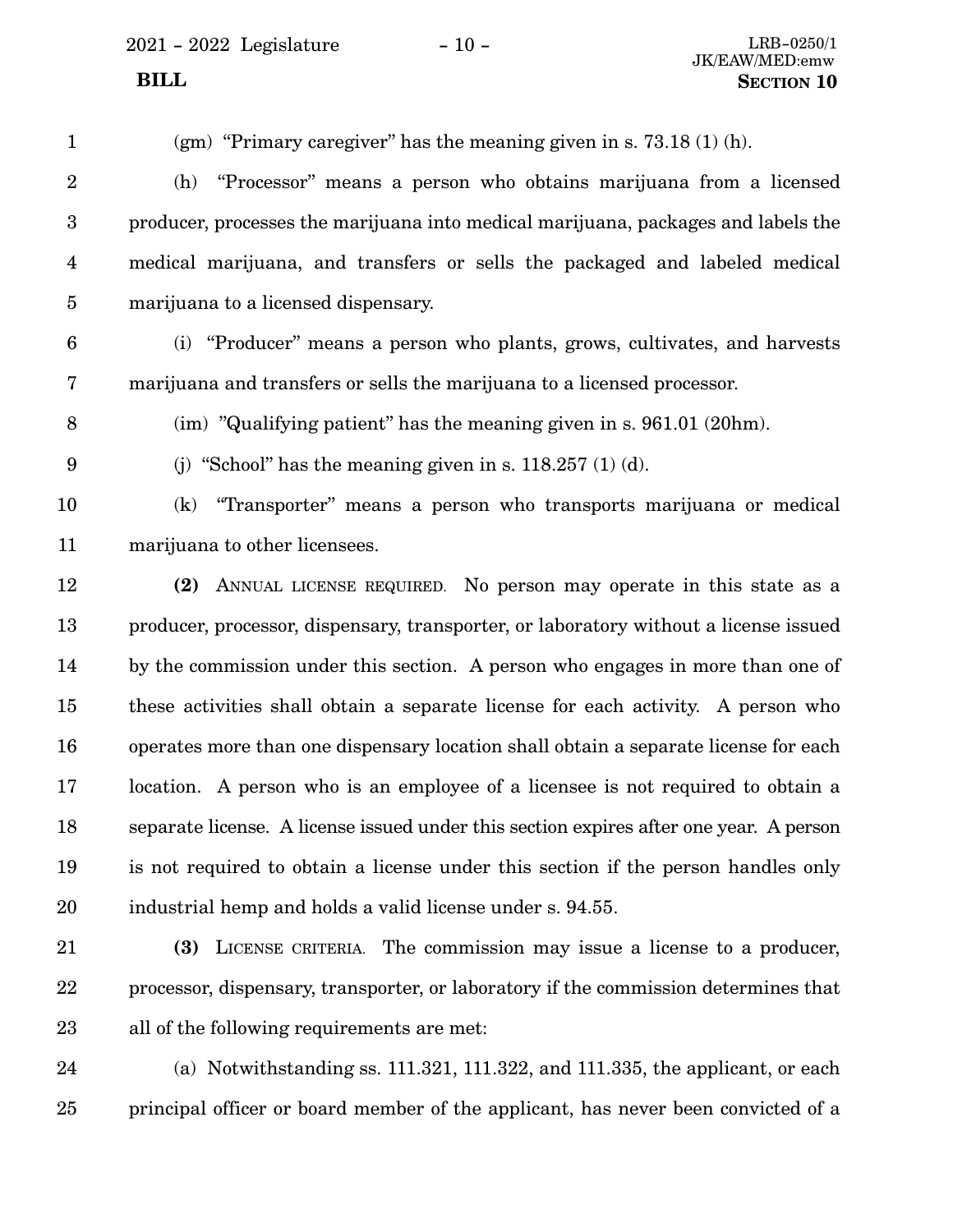(gm) "Primary caregiver" has the meaning given in s. 73.18 (1) (h).

(h) "Processor" means a person who obtains marijuana from a licensed producer, processes the marijuana into medical marijuana, packages and labels the medical marijuana, and transfers or sells the packaged and labeled medical marijuana to a licensed dispensary.

(i) "Producer" means a person who plants, grows, cultivates, and harvests marijuana and transfers or sells the marijuana to a licensed processor.

(im) "Qualifying patient" has the meaning given in s. 961.01 (20hm).

(j) "School" has the meaning given in s. 118.257 (1) (d).

(k) "Transporter" means a person who transports marijuana or medical marijuana to other licensees.

**(2)** ANNUAL LICENSE REQUIRED. No person may operate in this state as a producer, processor, dispensary, transporter, or laboratory without a license issued by the commission under this section. A person who engages in more than one of these activities shall obtain a separate license for each activity. A person who operates more than one dispensary location shall obtain a separate license for each location. A person who is an employee of a licensee is not required to obtain a separate license. A license issued under this section expires after one year. A person is not required to obtain a license under this section if the person handles only industrial hemp and holds a valid license under s. 94.55.

**(3)** LICENSE CRITERIA. The commission may issue a license to a producer, processor, dispensary, transporter, or laboratory if the commission determines that all of the following requirements are met:

(a) Notwithstanding ss. 111.321, 111.322, and 111.335, the applicant, or each principal officer or board member of the applicant, has never been convicted of a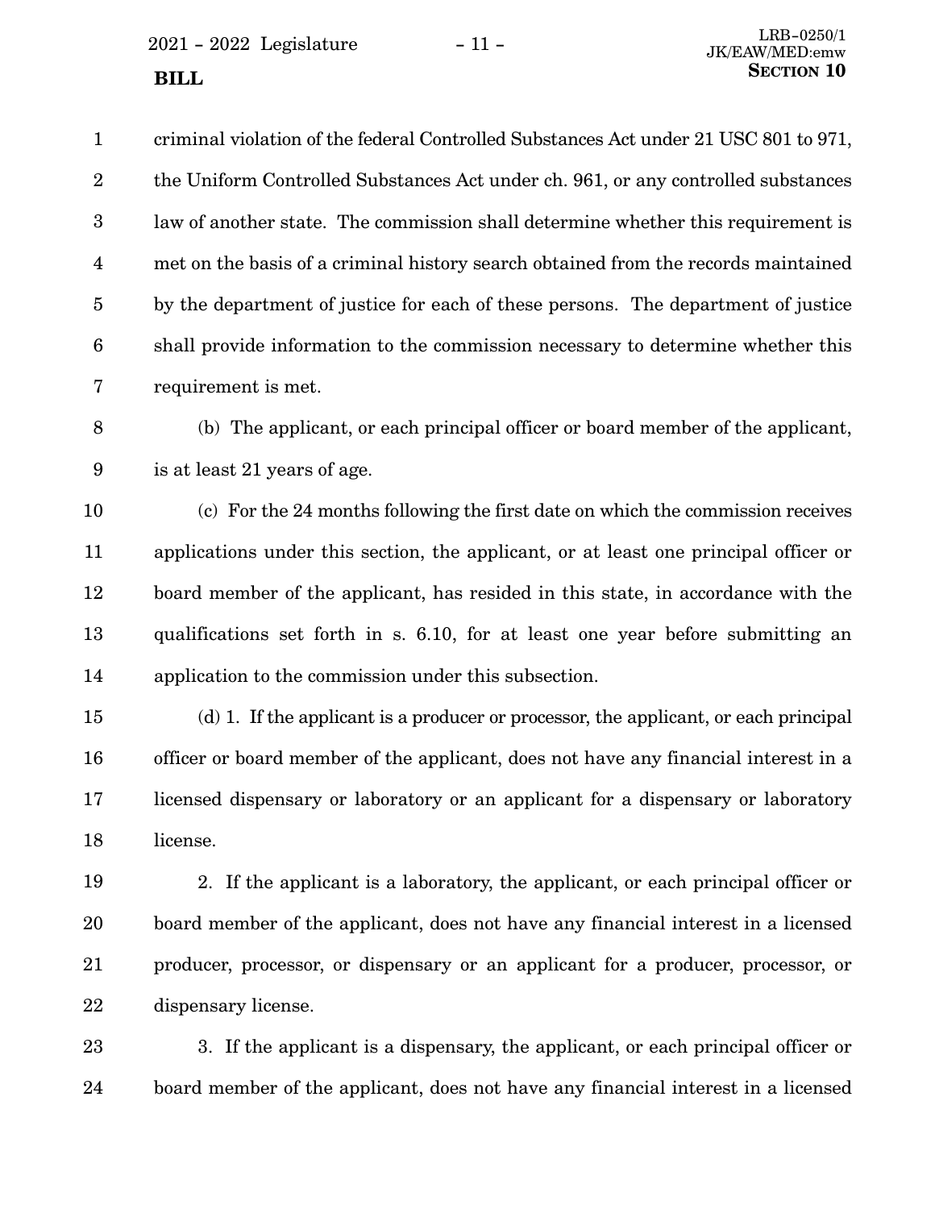criminal violation of the federal Controlled Substances Act under 21 USC 801 to 971, the Uniform Controlled Substances Act under ch. 961, or any controlled substances law of another state. The commission shall determine whether this requirement is met on the basis of a criminal history search obtained from the records maintained by the department of justice for each of these persons. The department of justice shall provide information to the commission necessary to determine whether this requirement is met.

(b) The applicant, or each principal officer or board member of the applicant, is at least 21 years of age.

(c) For the 24 months following the first date on which the commission receives applications under this section, the applicant, or at least one principal officer or board member of the applicant, has resided in this state, in accordance with the qualifications set forth in s. 6.10, for at least one year before submitting an application to the commission under this subsection.

(d) 1. If the applicant is a producer or processor, the applicant, or each principal officer or board member of the applicant, does not have any financial interest in a licensed dispensary or laboratory or an applicant for a dispensary or laboratory license.

2. If the applicant is a laboratory, the applicant, or each principal officer or board member of the applicant, does not have any financial interest in a licensed producer, processor, or dispensary or an applicant for a producer, processor, or dispensary license.

3. If the applicant is a dispensary, the applicant, or each principal officer or board member of the applicant, does not have any financial interest in a licensed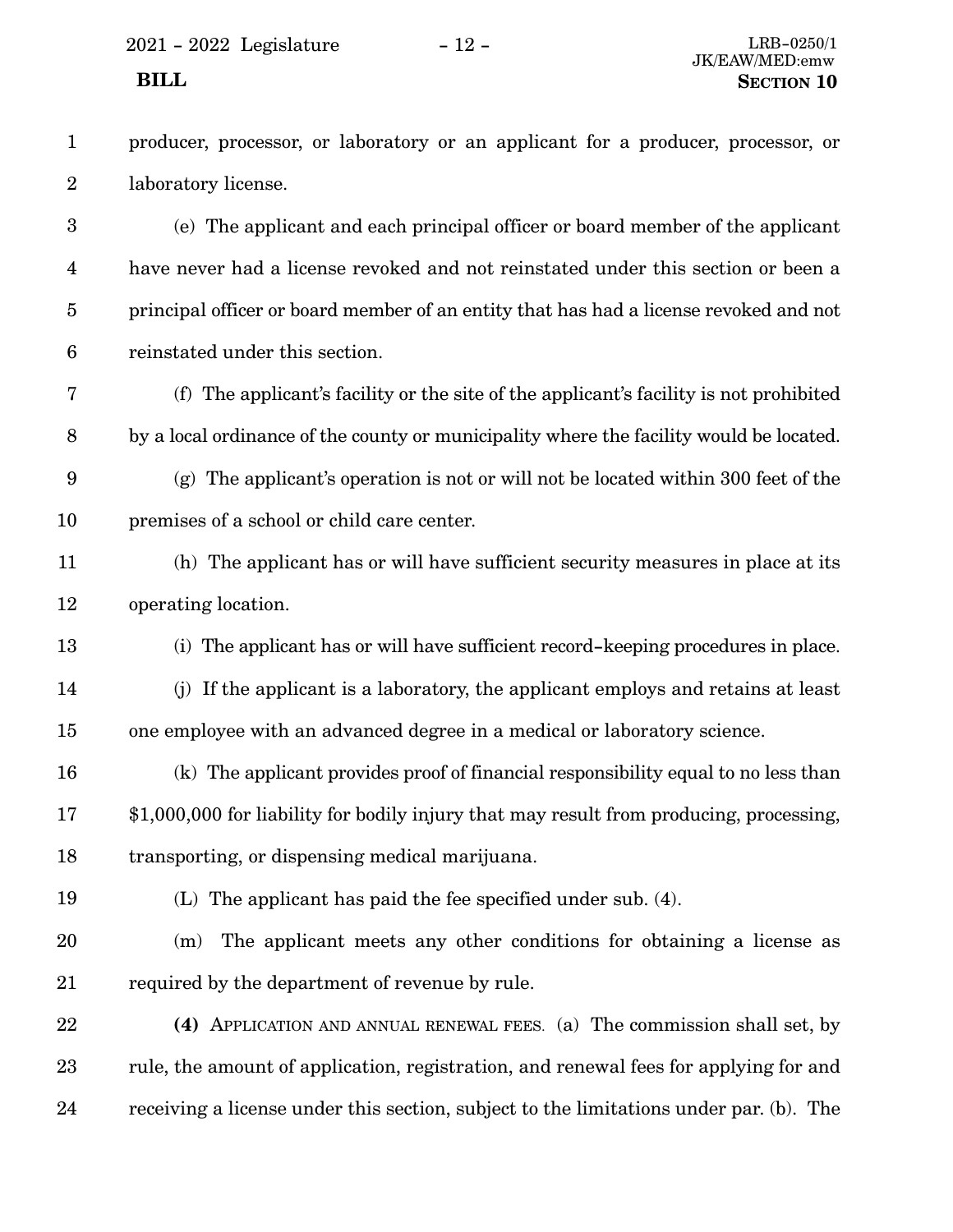producer, processor, or laboratory or an applicant for a producer, processor, or laboratory license.

(e) The applicant and each principal officer or board member of the applicant have never had a license revoked and not reinstated under this section or been a principal officer or board member of an entity that has had a license revoked and not reinstated under this section.

(f) The applicant's facility or the site of the applicant's facility is not prohibited by a local ordinance of the county or municipality where the facility would be located.

(g) The applicant's operation is not or will not be located within 300 feet of the premises of a school or child care center.

(h) The applicant has or will have sufficient security measures in place at its operating location.

(i) The applicant has or will have sufficient record-keeping procedures in place.

(j) If the applicant is a laboratory, the applicant employs and retains at least one employee with an advanced degree in a medical or laboratory science.

(k) The applicant provides proof of financial responsibility equal to no less than $1,000,000 for liability for bodily injury that may result from producing, processing, transporting, or dispensing medical marijuana.

(L) The applicant has paid the fee specified under sub. (4).

(m) The applicant meets any other conditions for obtaining a license as required by the department of revenue by rule.

**(4)** APPLICATION AND ANNUAL RENEWAL FEES. (a) The commission shall set, by rule, the amount of application, registration, and renewal fees for applying for and receiving a license under this section, subject to the limitations under par. (b). The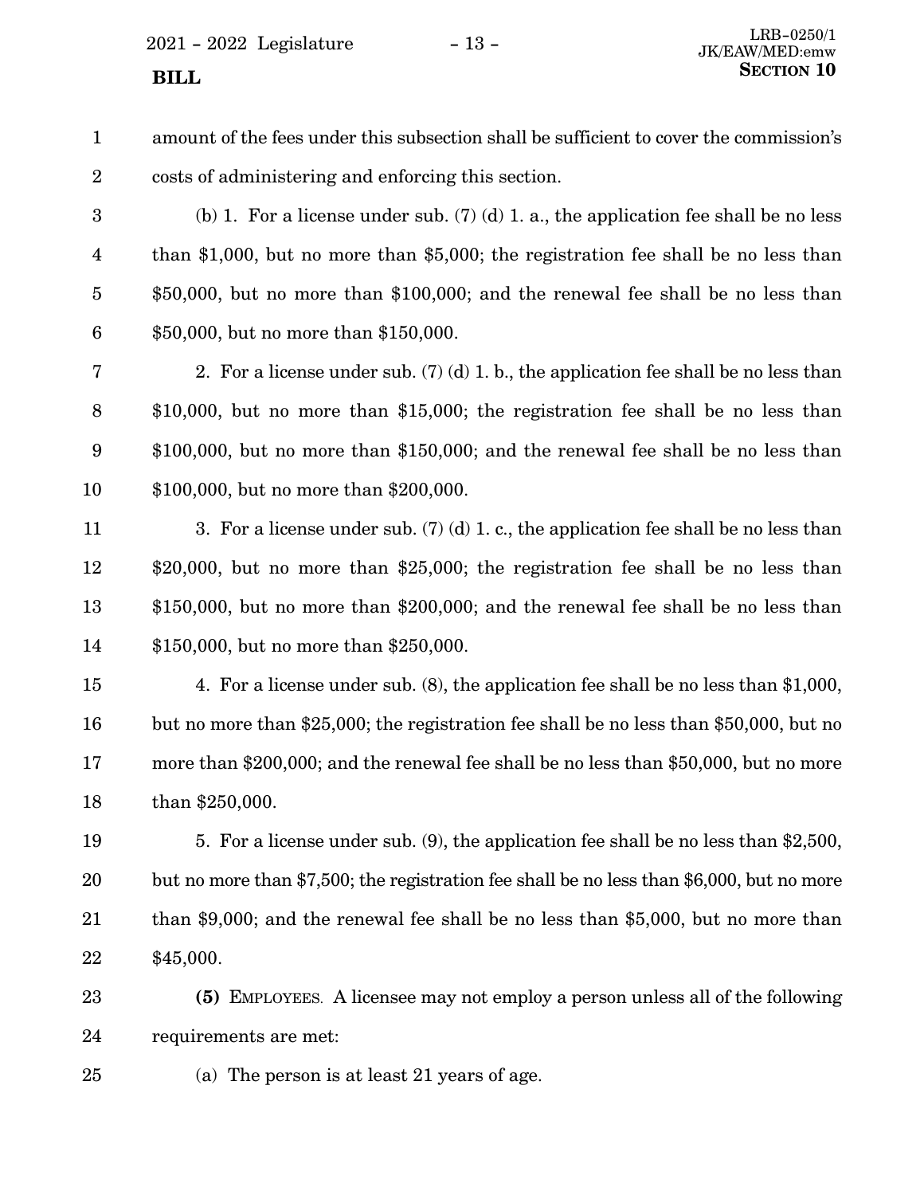amount of the fees under this subsection shall be sufficient to cover the commission's costs of administering and enforcing this section.

(b) 1. For a license under sub. (7) (d) 1. a., the application fee shall be no less than $1,000, but no more than $5,000; the registration fee shall be no less than $50,000, but no more than $100,000; and the renewal fee shall be no less than $50,000, but no more than $150,000.

2. For a license under sub. (7) (d) 1. b., the application fee shall be no less than $10,000, but no more than $15,000; the registration fee shall be no less than $100,000, but no more than $150,000; and the renewal fee shall be no less than $100,000, but no more than $200,000.

3. For a license under sub. (7) (d) 1. c., the application fee shall be no less than $20,000, but no more than $25,000; the registration fee shall be no less than $150,000, but no more than $200,000; and the renewal fee shall be no less than $150,000, but no more than $250,000.

4. For a license under sub. (8), the application fee shall be no less than $1,000, but no more than $25,000; the registration fee shall be no less than $50,000, but no more than $200,000; and the renewal fee shall be no less than $50,000, but no more than $250,000.

5. For a license under sub. (9), the application fee shall be no less than $2,500, but no more than $7,500; the registration fee shall be no less than $6,000, but no more than $9,000; and the renewal fee shall be no less than $5,000, but no more than $45,000.

**(5)** EMPLOYEES. A licensee may not employ a person unless all of the following requirements are met:

(a) The person is at least 21 years of age.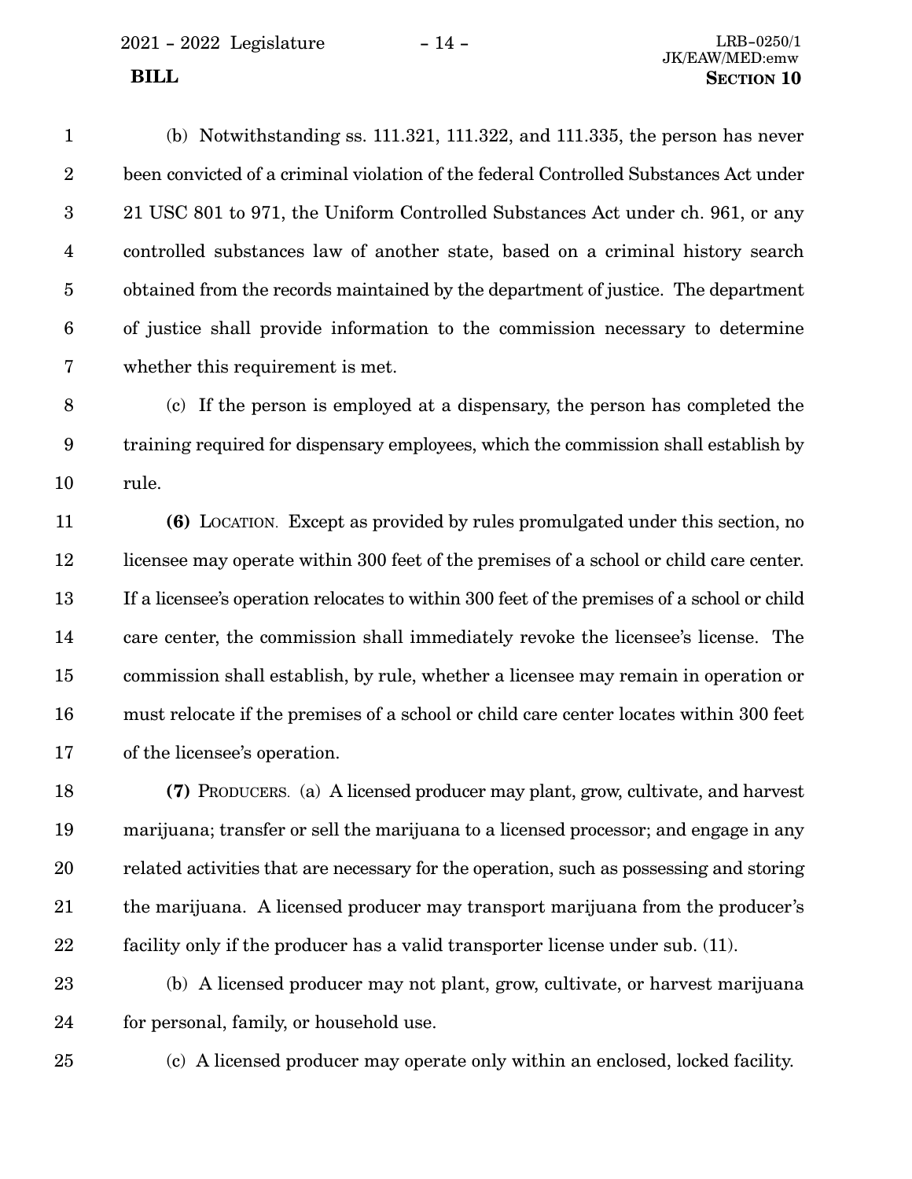(b) Notwithstanding ss. 111.321, 111.322, and 111.335, the person has never been convicted of a criminal violation of the federal Controlled Substances Act under 21 USC 801 to 971, the Uniform Controlled Substances Act under ch. 961, or any controlled substances law of another state, based on a criminal history search obtained from the records maintained by the department of justice. The department of justice shall provide information to the commission necessary to determine whether this requirement is met.

(c) If the person is employed at a dispensary, the person has completed the training required for dispensary employees, which the commission shall establish by rule.

**(6)** LOCATION. Except as provided by rules promulgated under this section, no licensee may operate within 300 feet of the premises of a school or child care center. If a licensee's operation relocates to within 300 feet of the premises of a school or child care center, the commission shall immediately revoke the licensee's license. The commission shall establish, by rule, whether a licensee may remain in operation or must relocate if the premises of a school or child care center locates within 300 feet of the licensee's operation.

**(7)** PRODUCERS. (a) A licensed producer may plant, grow, cultivate, and harvest marijuana; transfer or sell the marijuana to a licensed processor; and engage in any related activities that are necessary for the operation, such as possessing and storing the marijuana. A licensed producer may transport marijuana from the producer's facility only if the producer has a valid transporter license under sub. (11).

(b) A licensed producer may not plant, grow, cultivate, or harvest marijuana for personal, family, or household use.

(c) A licensed producer may operate only within an enclosed, locked facility.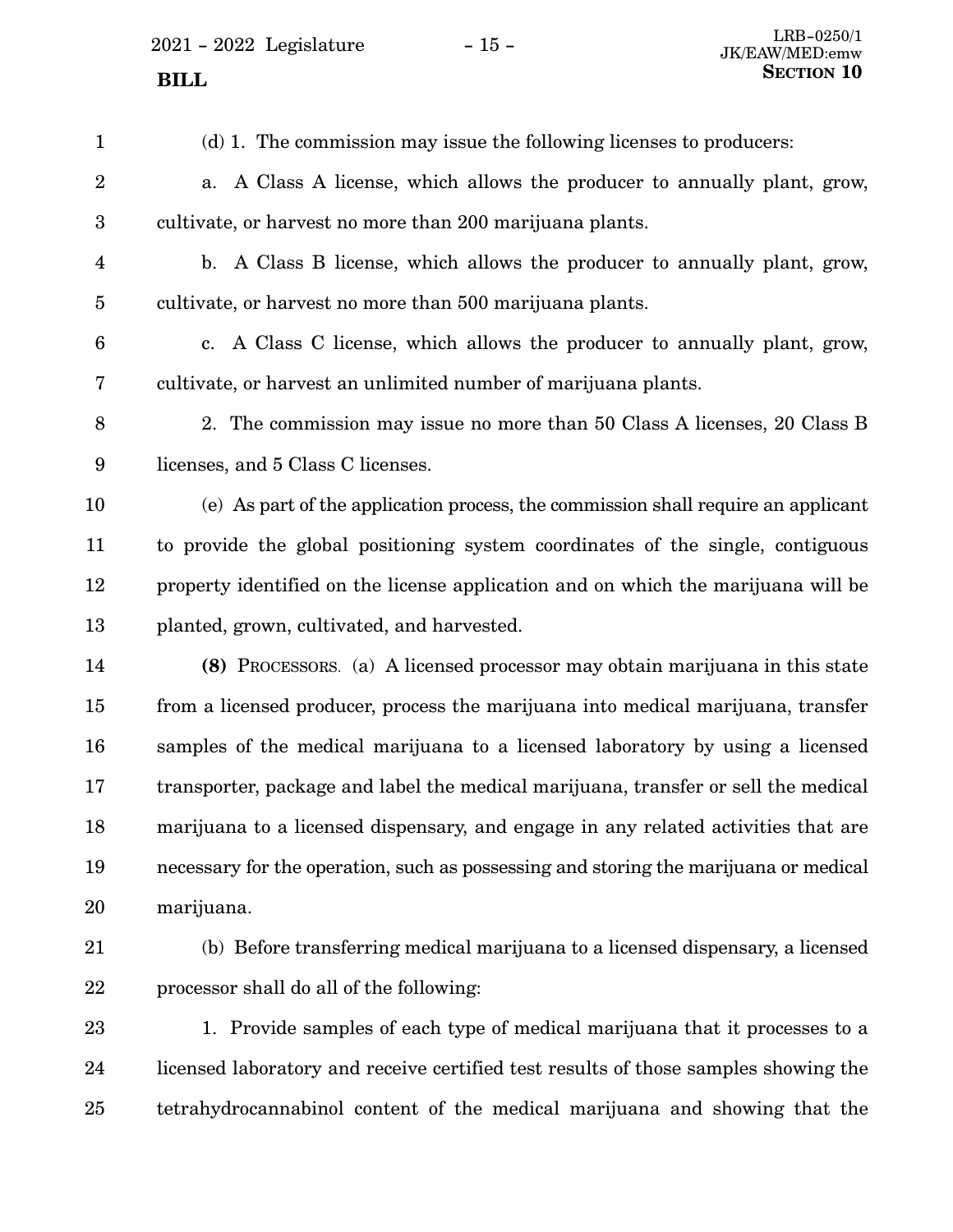(d) 1. The commission may issue the following licenses to producers:

a. A Class A license, which allows the producer to annually plant, grow, cultivate, or harvest no more than 200 marijuana plants.

b. A Class B license, which allows the producer to annually plant, grow, cultivate, or harvest no more than 500 marijuana plants.

c. A Class C license, which allows the producer to annually plant, grow, cultivate, or harvest an unlimited number of marijuana plants.

2. The commission may issue no more than 50 Class A licenses, 20 Class B licenses, and 5 Class C licenses.

(e) As part of the application process, the commission shall require an applicant to provide the global positioning system coordinates of the single, contiguous property identified on the license application and on which the marijuana will be planted, grown, cultivated, and harvested.

**(8)** PROCESSORS. (a) A licensed processor may obtain marijuana in this state from a licensed producer, process the marijuana into medical marijuana, transfer samples of the medical marijuana to a licensed laboratory by using a licensed transporter, package and label the medical marijuana, transfer or sell the medical marijuana to a licensed dispensary, and engage in any related activities that are necessary for the operation, such as possessing and storing the marijuana or medical marijuana.

(b) Before transferring medical marijuana to a licensed dispensary, a licensed processor shall do all of the following:

1. Provide samples of each type of medical marijuana that it processes to a licensed laboratory and receive certified test results of those samples showing the tetrahydrocannabinol content of the medical marijuana and showing that the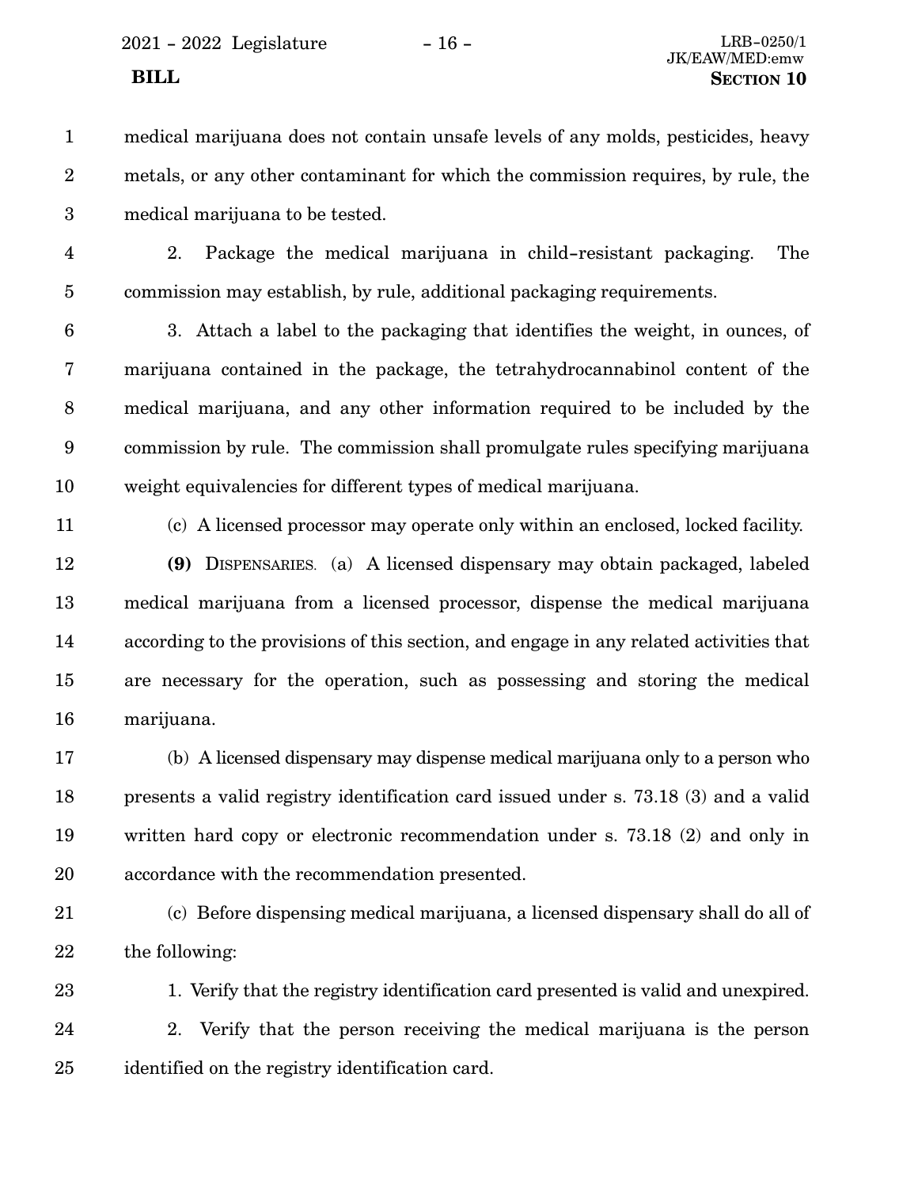medical marijuana does not contain unsafe levels of any molds, pesticides, heavy metals, or any other contaminant for which the commission requires, by rule, the medical marijuana to be tested.

2. Package the medical marijuana in child-resistant packaging. The commission may establish, by rule, additional packaging requirements.

3. Attach a label to the packaging that identifies the weight, in ounces, of marijuana contained in the package, the tetrahydrocannabinol content of the medical marijuana, and any other information required to be included by the commission by rule. The commission shall promulgate rules specifying marijuana weight equivalencies for different types of medical marijuana.

(c) A licensed processor may operate only within an enclosed, locked facility.

**(9)** DISPENSARIES. (a) A licensed dispensary may obtain packaged, labeled medical marijuana from a licensed processor, dispense the medical marijuana according to the provisions of this section, and engage in any related activities that are necessary for the operation, such as possessing and storing the medical marijuana.

(b) A licensed dispensary may dispense medical marijuana only to a person who presents a valid registry identification card issued under s. 73.18 (3) and a valid written hard copy or electronic recommendation under s. 73.18 (2) and only in accordance with the recommendation presented.

(c) Before dispensing medical marijuana, a licensed dispensary shall do all of the following:

1. Verify that the registry identification card presented is valid and unexpired.

2. Verify that the person receiving the medical marijuana is the person identified on the registry identification card.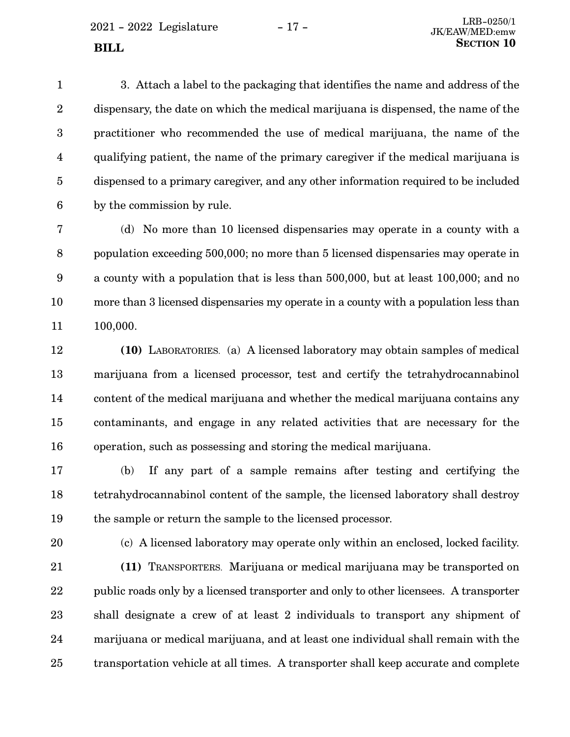3. Attach a label to the packaging that identifies the name and address of the dispensary, the date on which the medical marijuana is dispensed, the name of the practitioner who recommended the use of medical marijuana, the name of the qualifying patient, the name of the primary caregiver if the medical marijuana is dispensed to a primary caregiver, and any other information required to be included by the commission by rule.

(d) No more than 10 licensed dispensaries may operate in a county with a population exceeding 500,000; no more than 5 licensed dispensaries may operate in a county with a population that is less than 500,000, but at least 100,000; and no more than 3 licensed dispensaries my operate in a county with a population less than 100,000.

**(10)** LABORATORIES. (a) A licensed laboratory may obtain samples of medical marijuana from a licensed processor, test and certify the tetrahydrocannabinol content of the medical marijuana and whether the medical marijuana contains any contaminants, and engage in any related activities that are necessary for the operation, such as possessing and storing the medical marijuana.

(b) If any part of a sample remains after testing and certifying the tetrahydrocannabinol content of the sample, the licensed laboratory shall destroy the sample or return the sample to the licensed processor.

(c) A licensed laboratory may operate only within an enclosed, locked facility.

**(11)** TRANSPORTERS. Marijuana or medical marijuana may be transported on public roads only by a licensed transporter and only to other licensees. A transporter shall designate a crew of at least 2 individuals to transport any shipment of marijuana or medical marijuana, and at least one individual shall remain with the transportation vehicle at all times. A transporter shall keep accurate and complete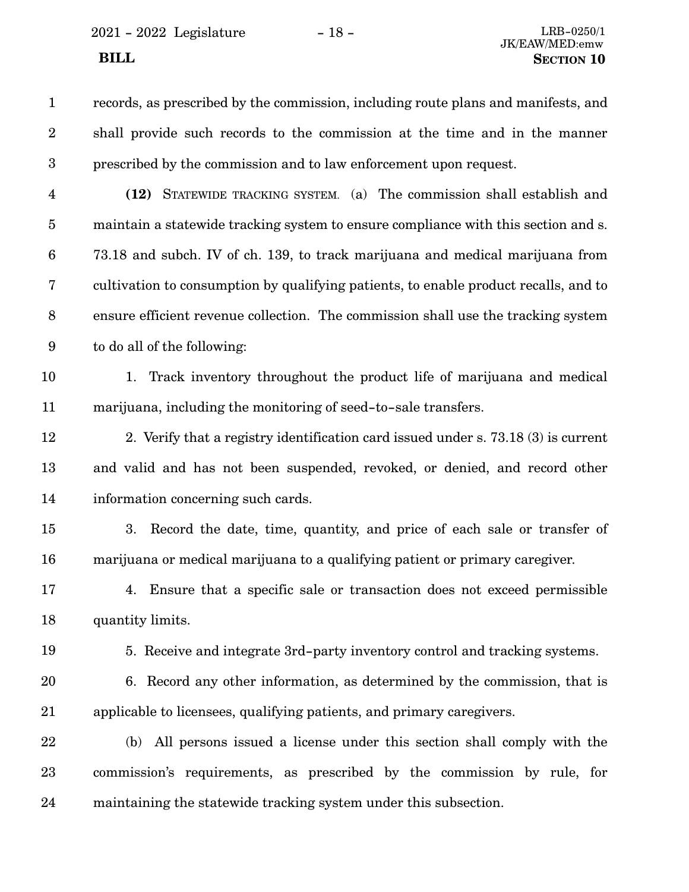records, as prescribed by the commission, including route plans and manifests, and shall provide such records to the commission at the time and in the manner prescribed by the commission and to law enforcement upon request.

**(12)** STATEWIDE TRACKING SYSTEM. (a) The commission shall establish and maintain a statewide tracking system to ensure compliance with this section and s. 73.18 and subch. IV of ch. 139, to track marijuana and medical marijuana from cultivation to consumption by qualifying patients, to enable product recalls, and to ensure efficient revenue collection. The commission shall use the tracking system to do all of the following:

1. Track inventory throughout the product life of marijuana and medical marijuana, including the monitoring of seed-to-sale transfers.

2. Verify that a registry identification card issued under s. 73.18 (3) is current and valid and has not been suspended, revoked, or denied, and record other information concerning such cards.

3. Record the date, time, quantity, and price of each sale or transfer of marijuana or medical marijuana to a qualifying patient or primary caregiver.

4. Ensure that a specific sale or transaction does not exceed permissible quantity limits.

5. Receive and integrate 3rd-party inventory control and tracking systems.

6. Record any other information, as determined by the commission, that is applicable to licensees, qualifying patients, and primary caregivers.

(b) All persons issued a license under this section shall comply with the commission's requirements, as prescribed by the commission by rule, for maintaining the statewide tracking system under this subsection.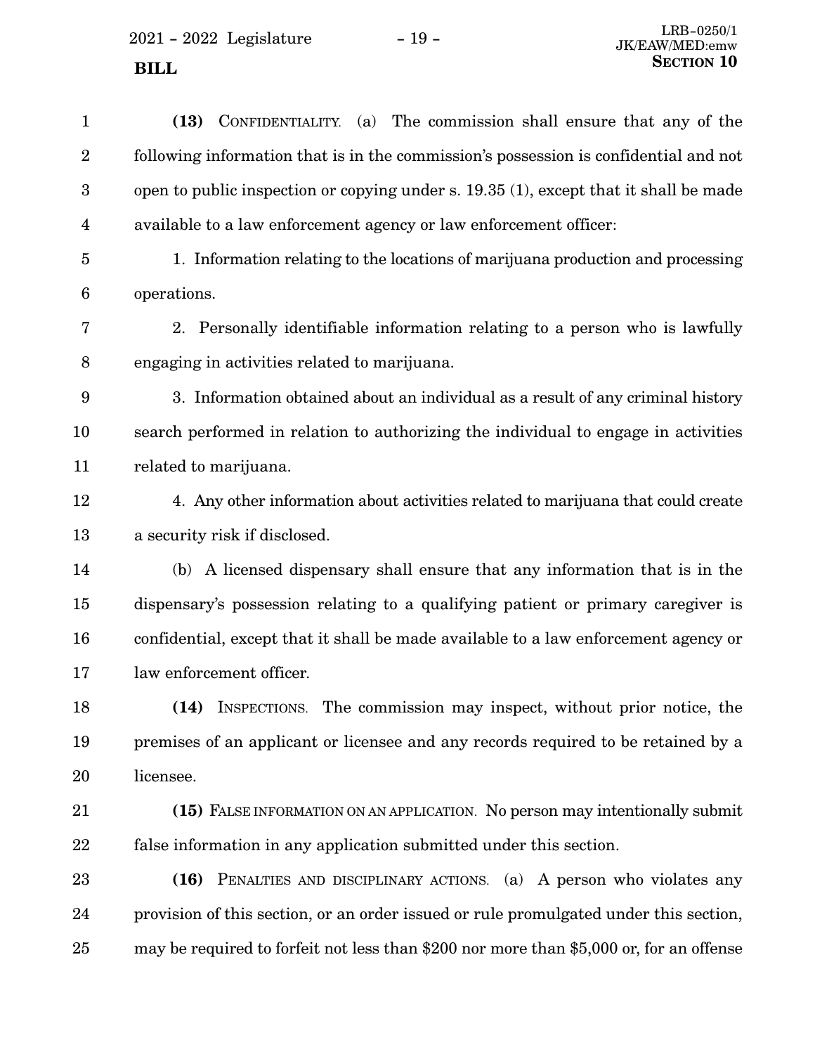**(13)** CONFIDENTIALITY. (a) The commission shall ensure that any of the following information that is in the commission's possession is confidential and not open to public inspection or copying under s. 19.35 (1), except that it shall be made available to a law enforcement agency or law enforcement officer:

1. Information relating to the locations of marijuana production and processing operations.

2. Personally identifiable information relating to a person who is lawfully engaging in activities related to marijuana.

3. Information obtained about an individual as a result of any criminal history search performed in relation to authorizing the individual to engage in activities related to marijuana.

4. Any other information about activities related to marijuana that could create a security risk if disclosed.

(b) A licensed dispensary shall ensure that any information that is in the dispensary's possession relating to a qualifying patient or primary caregiver is confidential, except that it shall be made available to a law enforcement agency or law enforcement officer.

**(14)** INSPECTIONS. The commission may inspect, without prior notice, the premises of an applicant or licensee and any records required to be retained by a licensee.

**(15)** FALSE INFORMATION ON AN APPLICATION. No person may intentionally submit false information in any application submitted under this section.

**(16)** PENALTIES AND DISCIPLINARY ACTIONS. (a) A person who violates any provision of this section, or an order issued or rule promulgated under this section, may be required to forfeit not less than $200 nor more than $5,000 or, for an offense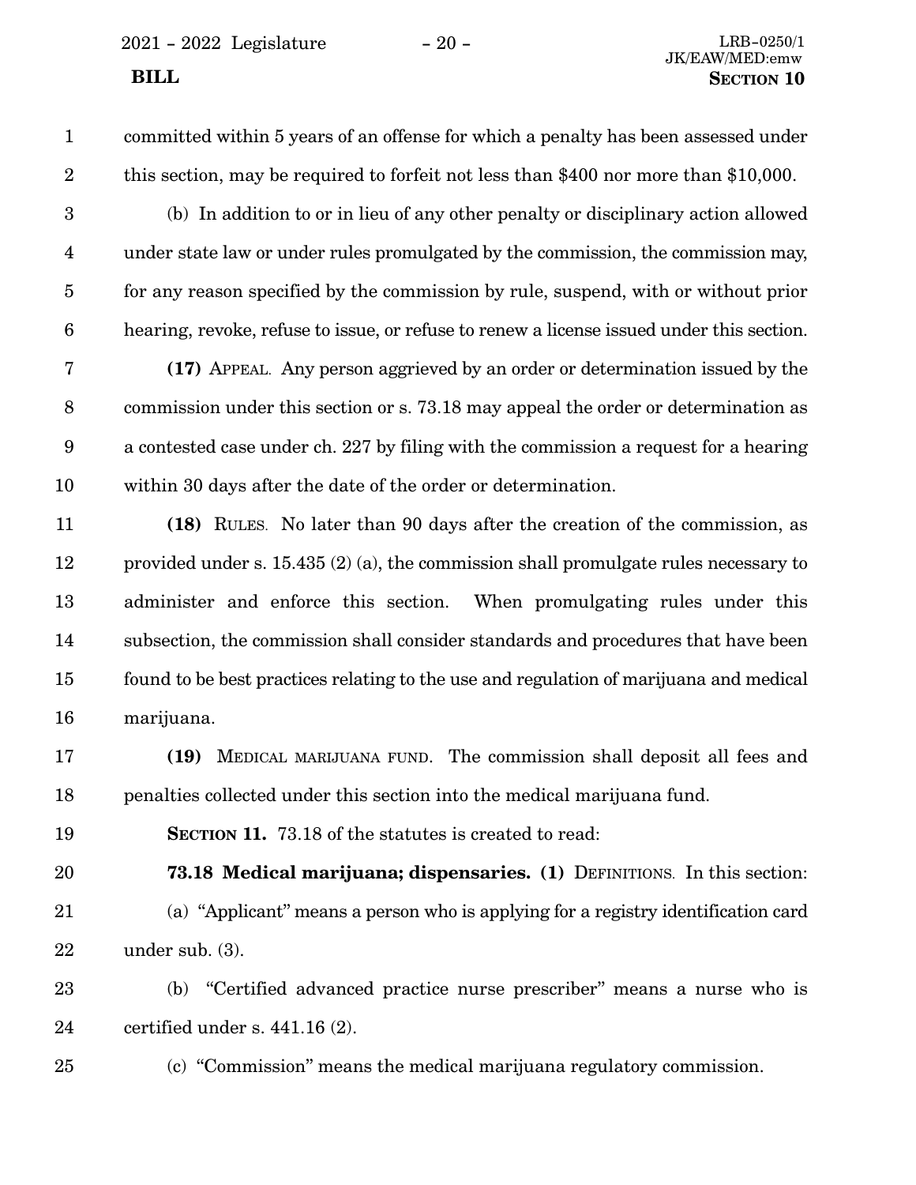committed within 5 years of an offense for which a penalty has been assessed under this section, may be required to forfeit not less than $400 nor more than $10,000.

(b) In addition to or in lieu of any other penalty or disciplinary action allowed under state law or under rules promulgated by the commission, the commission may, for any reason specified by the commission by rule, suspend, with or without prior hearing, revoke, refuse to issue, or refuse to renew a license issued under this section.

**(17)** APPEAL. Any person aggrieved by an order or determination issued by the commission under this section or s. 73.18 may appeal the order or determination as a contested case under ch. 227 by filing with the commission a request for a hearing within 30 days after the date of the order or determination.

**(18)** RULES. No later than 90 days after the creation of the commission, as provided under s. 15.435 (2) (a), the commission shall promulgate rules necessary to administer and enforce this section. When promulgating rules under this subsection, the commission shall consider standards and procedures that have been found to be best practices relating to the use and regulation of marijuana and medical marijuana.

**(19)** MEDICAL MARIJUANA FUND. The commission shall deposit all fees and penalties collected under this section into the medical marijuana fund.

**SECTION 11.** 73.18 of the statutes is created to read:

**73.18 Medical marijuana; dispensaries. (1)** DEFINITIONS. In this section:

(a) "Applicant" means a person who is applying for a registry identification card under sub. (3).

(b) "Certified advanced practice nurse prescriber" means a nurse who is certified under s. 441.16 (2).

(c) "Commission" means the medical marijuana regulatory commission.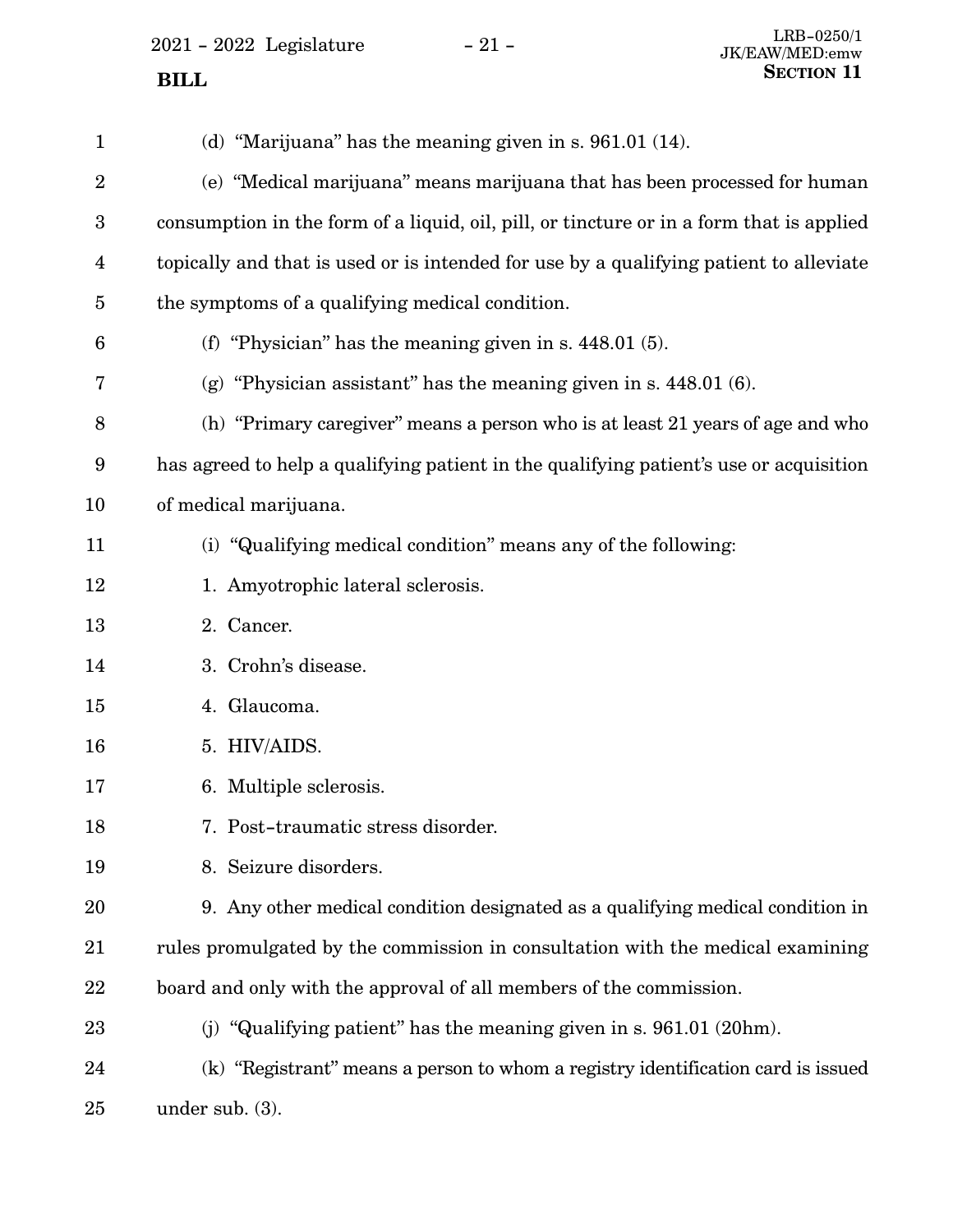(d) "Marijuana" has the meaning given in s. 961.01 (14).

(e) "Medical marijuana" means marijuana that has been processed for human consumption in the form of a liquid, oil, pill, or tincture or in a form that is applied topically and that is used or is intended for use by a qualifying patient to alleviate the symptoms of a qualifying medical condition.

(f) "Physician" has the meaning given in s. 448.01 (5).

(g) "Physician assistant" has the meaning given in s. 448.01 (6).

(h) "Primary caregiver" means a person who is at least 21 years of age and who has agreed to help a qualifying patient in the qualifying patient's use or acquisition of medical marijuana.

(i) "Qualifying medical condition" means any of the following:

1. Amyotrophic lateral sclerosis.

2. Cancer.

3. Crohn's disease.

4. Glaucoma.

5. HIV/AIDS.

6. Multiple sclerosis.

7. Post-traumatic stress disorder.

8. Seizure disorders.

9. Any other medical condition designated as a qualifying medical condition in rules promulgated by the commission in consultation with the medical examining board and only with the approval of all members of the commission.

(j) "Qualifying patient" has the meaning given in s. 961.01 (20hm).

(k) "Registrant" means a person to whom a registry identification card is issued under sub. (3).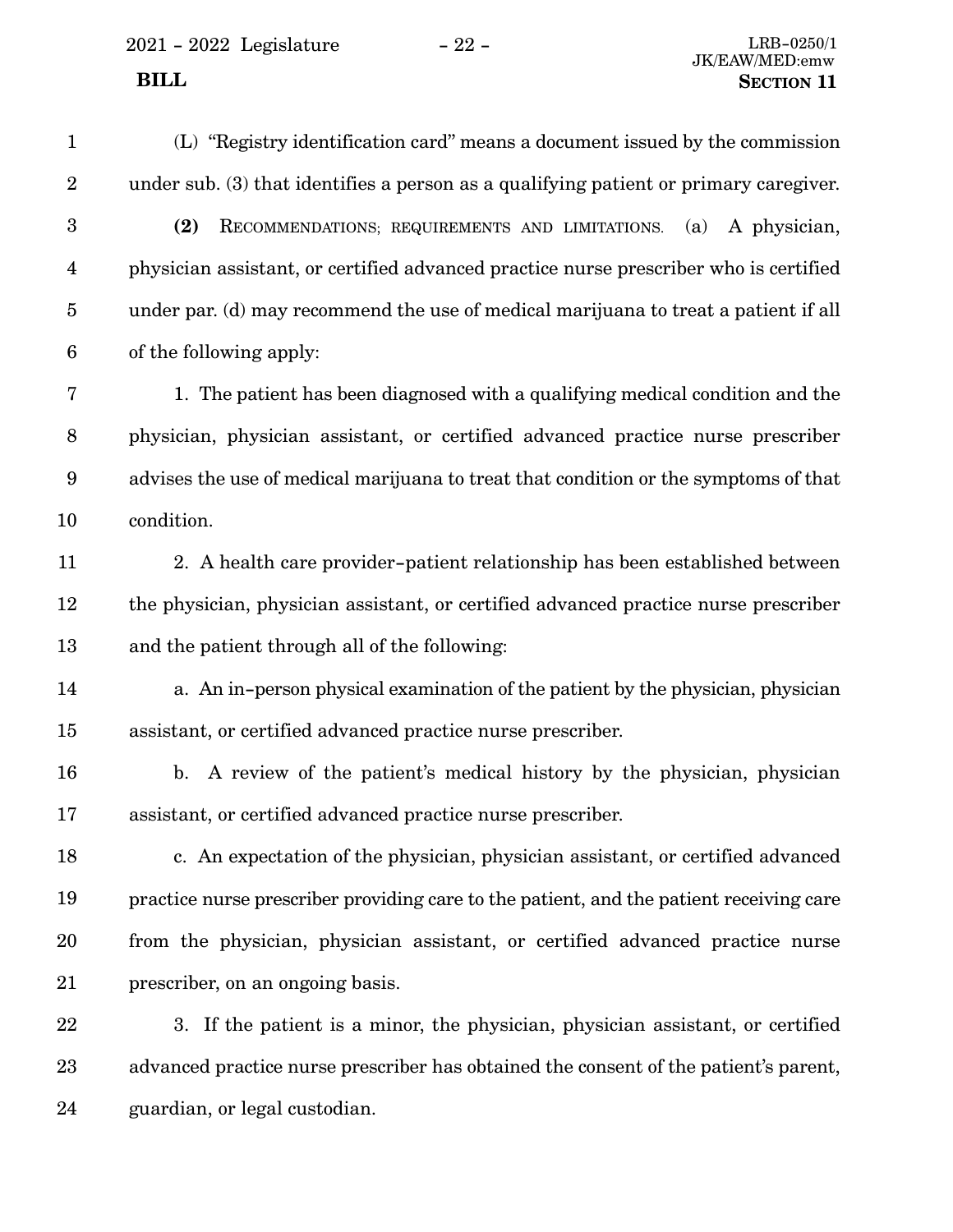(L) "Registry identification card" means a document issued by the commission under sub. (3) that identifies a person as a qualifying patient or primary caregiver.

**(2)** Recommendations; requirements and limitations. (a) A physician, physician assistant, or certified advanced practice nurse prescriber who is certified under par. (d) may recommend the use of medical marijuana to treat a patient if all of the following apply:

1. The patient has been diagnosed with a qualifying medical condition and the physician, physician assistant, or certified advanced practice nurse prescriber advises the use of medical marijuana to treat that condition or the symptoms of that condition.

2. A health care provider-patient relationship has been established between the physician, physician assistant, or certified advanced practice nurse prescriber and the patient through all of the following:

a. An in-person physical examination of the patient by the physician, physician assistant, or certified advanced practice nurse prescriber.

b. A review of the patient's medical history by the physician, physician assistant, or certified advanced practice nurse prescriber.

c. An expectation of the physician, physician assistant, or certified advanced practice nurse prescriber providing care to the patient, and the patient receiving care from the physician, physician assistant, or certified advanced practice nurse prescriber, on an ongoing basis.

3. If the patient is a minor, the physician, physician assistant, or certified advanced practice nurse prescriber has obtained the consent of the patient's parent, guardian, or legal custodian.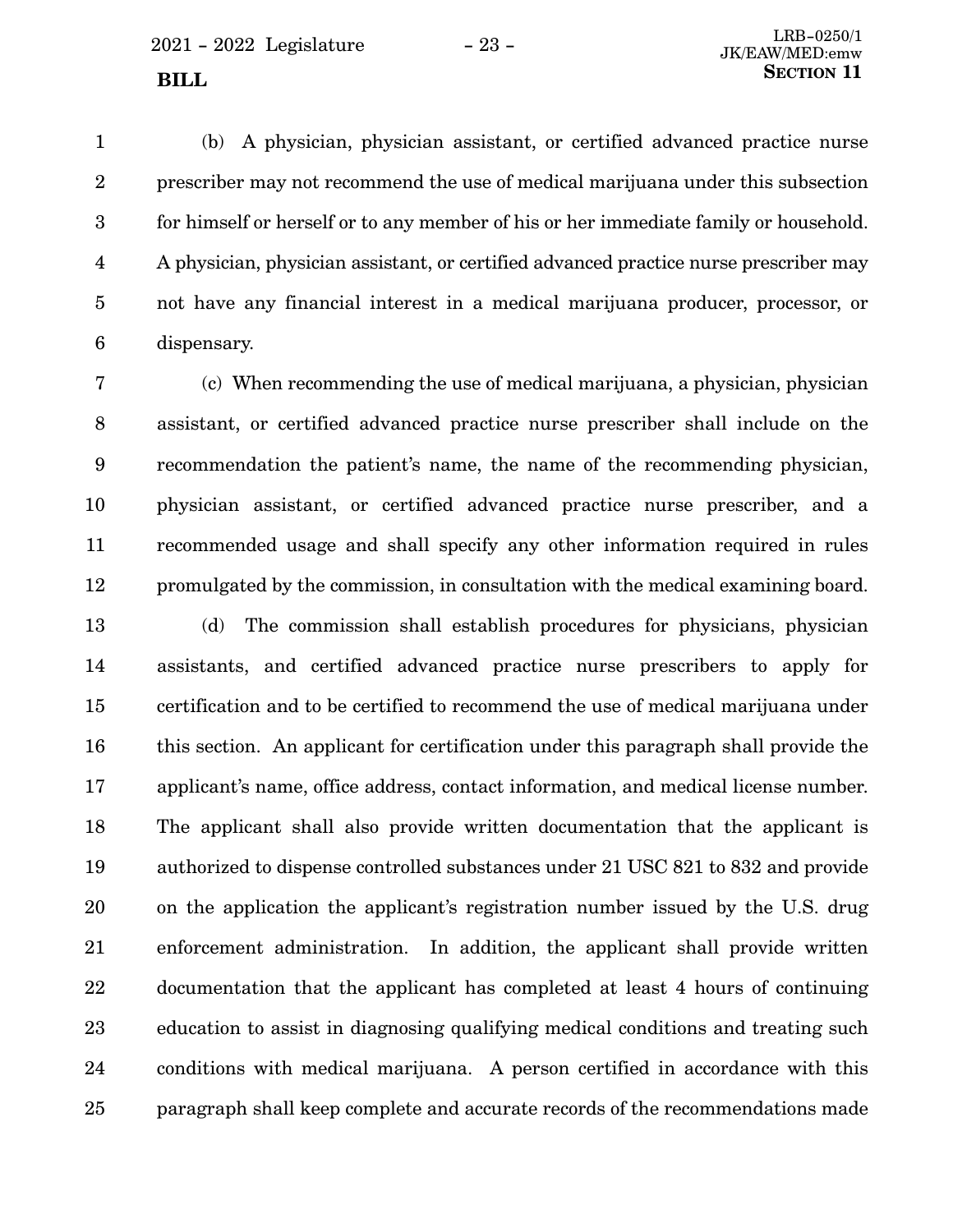(b) A physician, physician assistant, or certified advanced practice nurse prescriber may not recommend the use of medical marijuana under this subsection for himself or herself or to any member of his or her immediate family or household. A physician, physician assistant, or certified advanced practice nurse prescriber may not have any financial interest in a medical marijuana producer, processor, or dispensary.

(c) When recommending the use of medical marijuana, a physician, physician assistant, or certified advanced practice nurse prescriber shall include on the recommendation the patient's name, the name of the recommending physician, physician assistant, or certified advanced practice nurse prescriber, and a recommended usage and shall specify any other information required in rules promulgated by the commission, in consultation with the medical examining board.

(d) The commission shall establish procedures for physicians, physician assistants, and certified advanced practice nurse prescribers to apply for certification and to be certified to recommend the use of medical marijuana under this section. An applicant for certification under this paragraph shall provide the applicant's name, office address, contact information, and medical license number. The applicant shall also provide written documentation that the applicant is authorized to dispense controlled substances under 21 USC 821 to 832 and provide on the application the applicant's registration number issued by the U.S. drug enforcement administration. In addition, the applicant shall provide written documentation that the applicant has completed at least 4 hours of continuing education to assist in diagnosing qualifying medical conditions and treating such conditions with medical marijuana. A person certified in accordance with this paragraph shall keep complete and accurate records of the recommendations made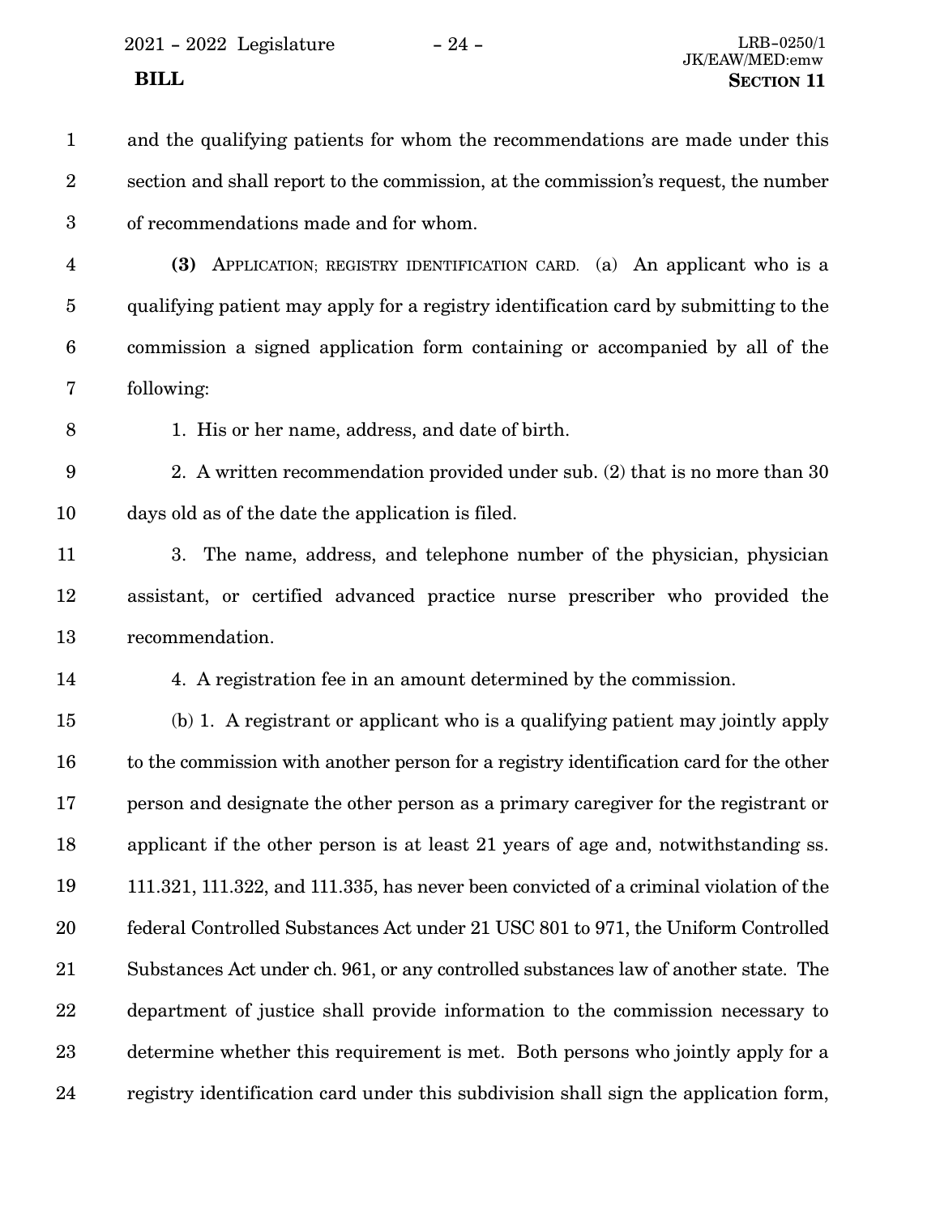and the qualifying patients for whom the recommendations are made under this section and shall report to the commission, at the commission's request, the number of recommendations made and for whom.

**(3)** APPLICATION; REGISTRY IDENTIFICATION CARD. (a) An applicant who is a qualifying patient may apply for a registry identification card by submitting to the commission a signed application form containing or accompanied by all of the following:

1. His or her name, address, and date of birth.

2. A written recommendation provided under sub. (2) that is no more than 30 days old as of the date the application is filed.

3. The name, address, and telephone number of the physician, physician assistant, or certified advanced practice nurse prescriber who provided the recommendation.

4. A registration fee in an amount determined by the commission.

(b) 1. A registrant or applicant who is a qualifying patient may jointly apply to the commission with another person for a registry identification card for the other person and designate the other person as a primary caregiver for the registrant or applicant if the other person is at least 21 years of age and, notwithstanding ss. 111.321, 111.322, and 111.335, has never been convicted of a criminal violation of the federal Controlled Substances Act under 21 USC 801 to 971, the Uniform Controlled Substances Act under ch. 961, or any controlled substances law of another state. The department of justice shall provide information to the commission necessary to determine whether this requirement is met. Both persons who jointly apply for a registry identification card under this subdivision shall sign the application form,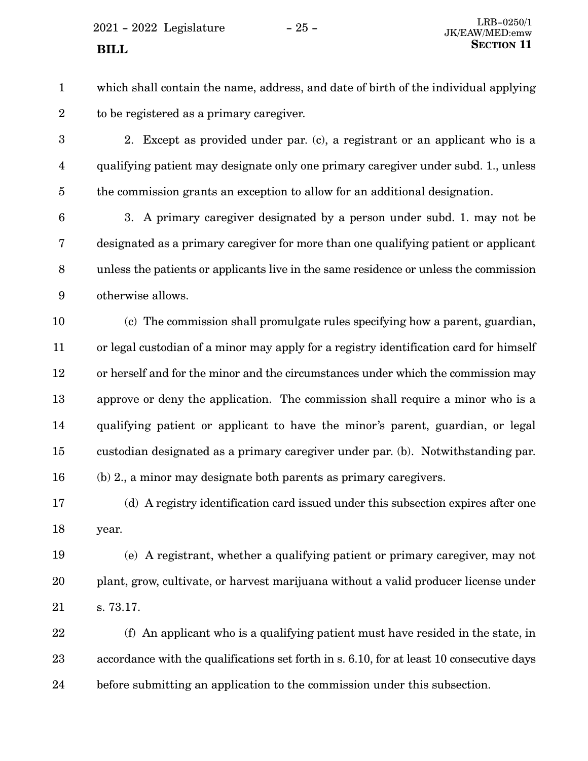which shall contain the name, address, and date of birth of the individual applying to be registered as a primary caregiver.

2. Except as provided under par. (c), a registrant or an applicant who is a qualifying patient may designate only one primary caregiver under subd. 1., unless the commission grants an exception to allow for an additional designation.

3. A primary caregiver designated by a person under subd. 1. may not be designated as a primary caregiver for more than one qualifying patient or applicant unless the patients or applicants live in the same residence or unless the commission otherwise allows.

(c) The commission shall promulgate rules specifying how a parent, guardian, or legal custodian of a minor may apply for a registry identification card for himself or herself and for the minor and the circumstances under which the commission may approve or deny the application. The commission shall require a minor who is a qualifying patient or applicant to have the minor's parent, guardian, or legal custodian designated as a primary caregiver under par. (b). Notwithstanding par. (b) 2., a minor may designate both parents as primary caregivers.

(d) A registry identification card issued under this subsection expires after one year.

(e) A registrant, whether a qualifying patient or primary caregiver, may not plant, grow, cultivate, or harvest marijuana without a valid producer license under s. 73.17.

(f) An applicant who is a qualifying patient must have resided in the state, in accordance with the qualifications set forth in s. 6.10, for at least 10 consecutive days before submitting an application to the commission under this subsection.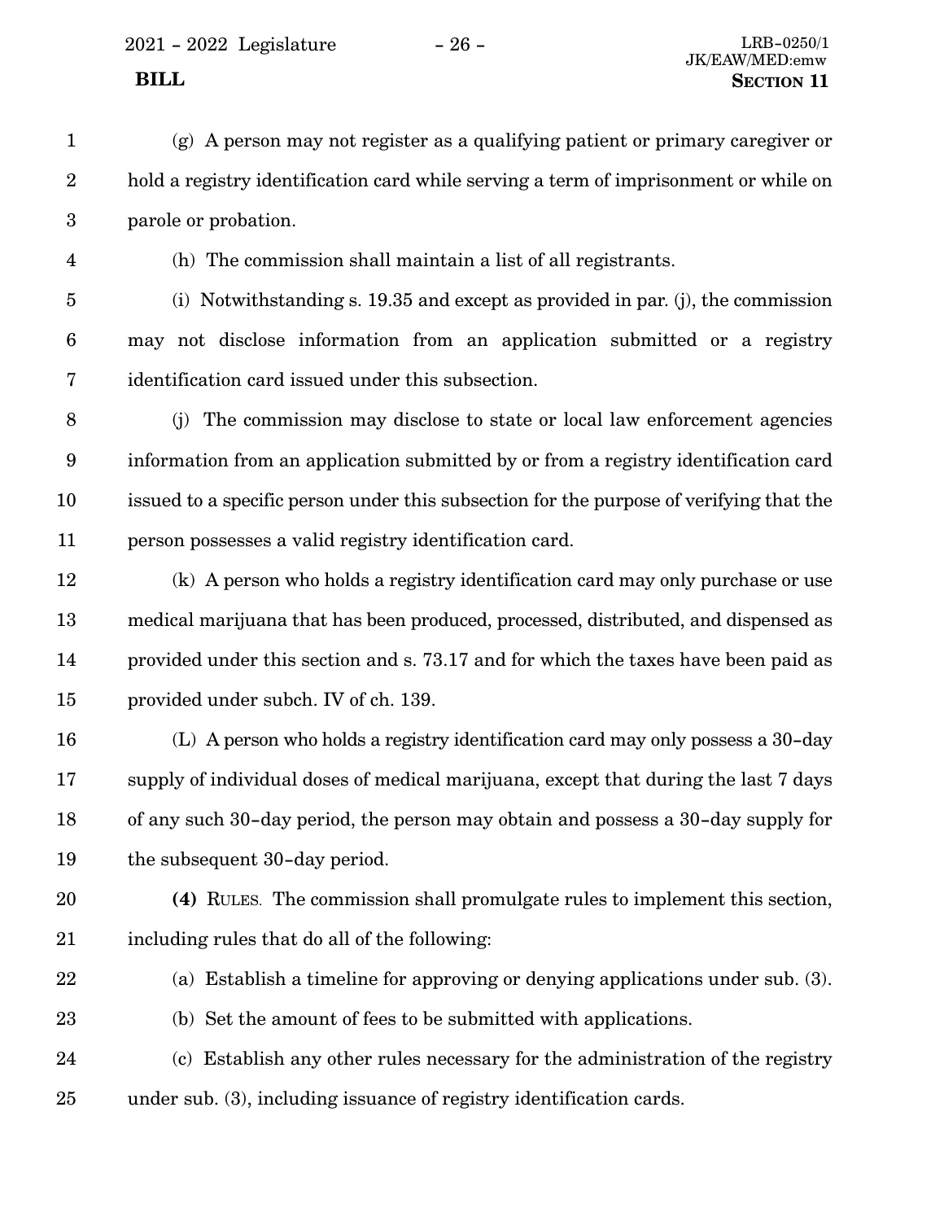(g) A person may not register as a qualifying patient or primary caregiver or hold a registry identification card while serving a term of imprisonment or while on parole or probation.

(h) The commission shall maintain a list of all registrants.

(i) Notwithstanding s. 19.35 and except as provided in par. (j), the commission may not disclose information from an application submitted or a registry identification card issued under this subsection.

(j) The commission may disclose to state or local law enforcement agencies information from an application submitted by or from a registry identification card issued to a specific person under this subsection for the purpose of verifying that the person possesses a valid registry identification card.

(k) A person who holds a registry identification card may only purchase or use medical marijuana that has been produced, processed, distributed, and dispensed as provided under this section and s. 73.17 and for which the taxes have been paid as provided under subch. IV of ch. 139.

(L) A person who holds a registry identification card may only possess a 30-day supply of individual doses of medical marijuana, except that during the last 7 days of any such 30-day period, the person may obtain and possess a 30-day supply for the subsequent 30-day period.

**(4)** RULES. The commission shall promulgate rules to implement this section, including rules that do all of the following:

(a) Establish a timeline for approving or denying applications under sub. (3).

(b) Set the amount of fees to be submitted with applications.

(c) Establish any other rules necessary for the administration of the registry under sub. (3), including issuance of registry identification cards.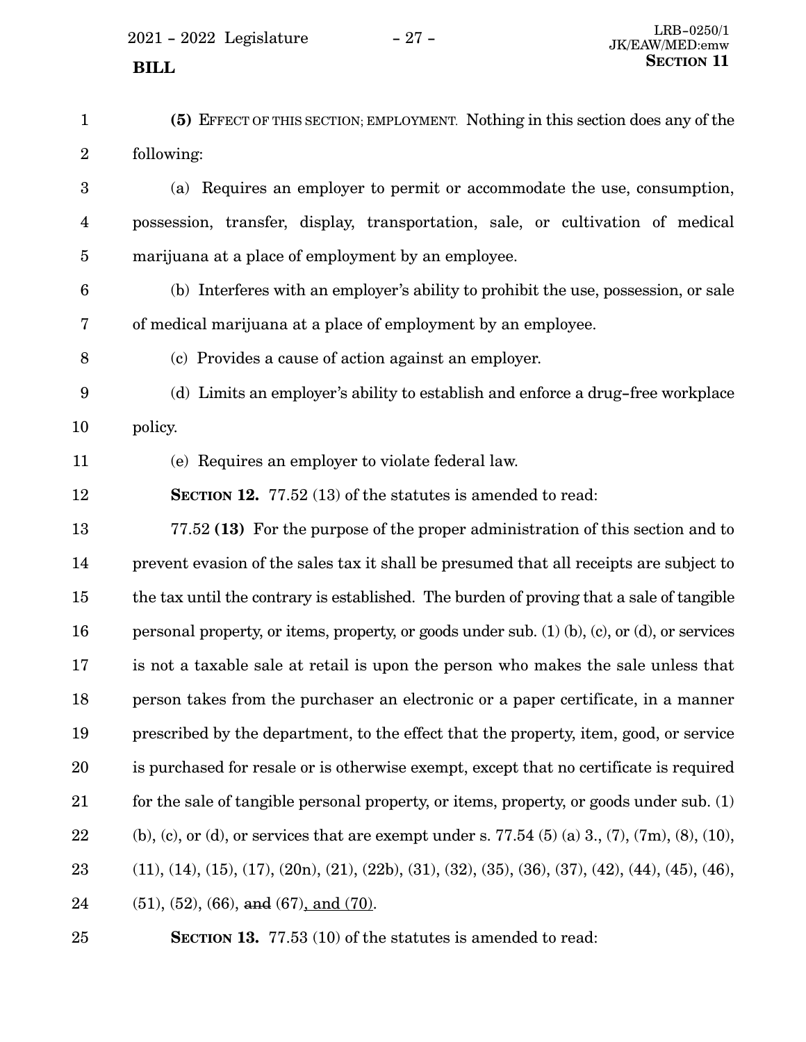**(5)** EFFECT OF THIS SECTION; EMPLOYMENT. Nothing in this section does any of the following:

(a) Requires an employer to permit or accommodate the use, consumption, possession, transfer, display, transportation, sale, or cultivation of medical marijuana at a place of employment by an employee.

(b) Interferes with an employer's ability to prohibit the use, possession, or sale of medical marijuana at a place of employment by an employee.

(c) Provides a cause of action against an employer.

(d) Limits an employer's ability to establish and enforce a drug-free workplace policy.

(e) Requires an employer to violate federal law.

**SECTION 12.** 77.52 (13) of the statutes is amended to read:

77.52 **(13)** For the purpose of the proper administration of this section and to prevent evasion of the sales tax it shall be presumed that all receipts are subject to the tax until the contrary is established. The burden of proving that a sale of tangible personal property, or items, property, or goods under sub. (1) (b), (c), or (d), or services is not a taxable sale at retail is upon the person who makes the sale unless that person takes from the purchaser an electronic or a paper certificate, in a manner prescribed by the department, to the effect that the property, item, good, or service is purchased for resale or is otherwise exempt, except that no certificate is required for the sale of tangible personal property, or items, property, or goods under sub. (1) (b), (c), or (d), or services that are exempt under s. 77.54 (5) (a) 3., (7), (7m), (8), (10), (11), (14), (15), (17), (20n), (21), (22b), (31), (32), (35), (36), (37), (42), (44), (45), (46), (51), (52), (66), ~~and~~ (67), and (70).

**SECTION 13.** 77.53 (10) of the statutes is amended to read: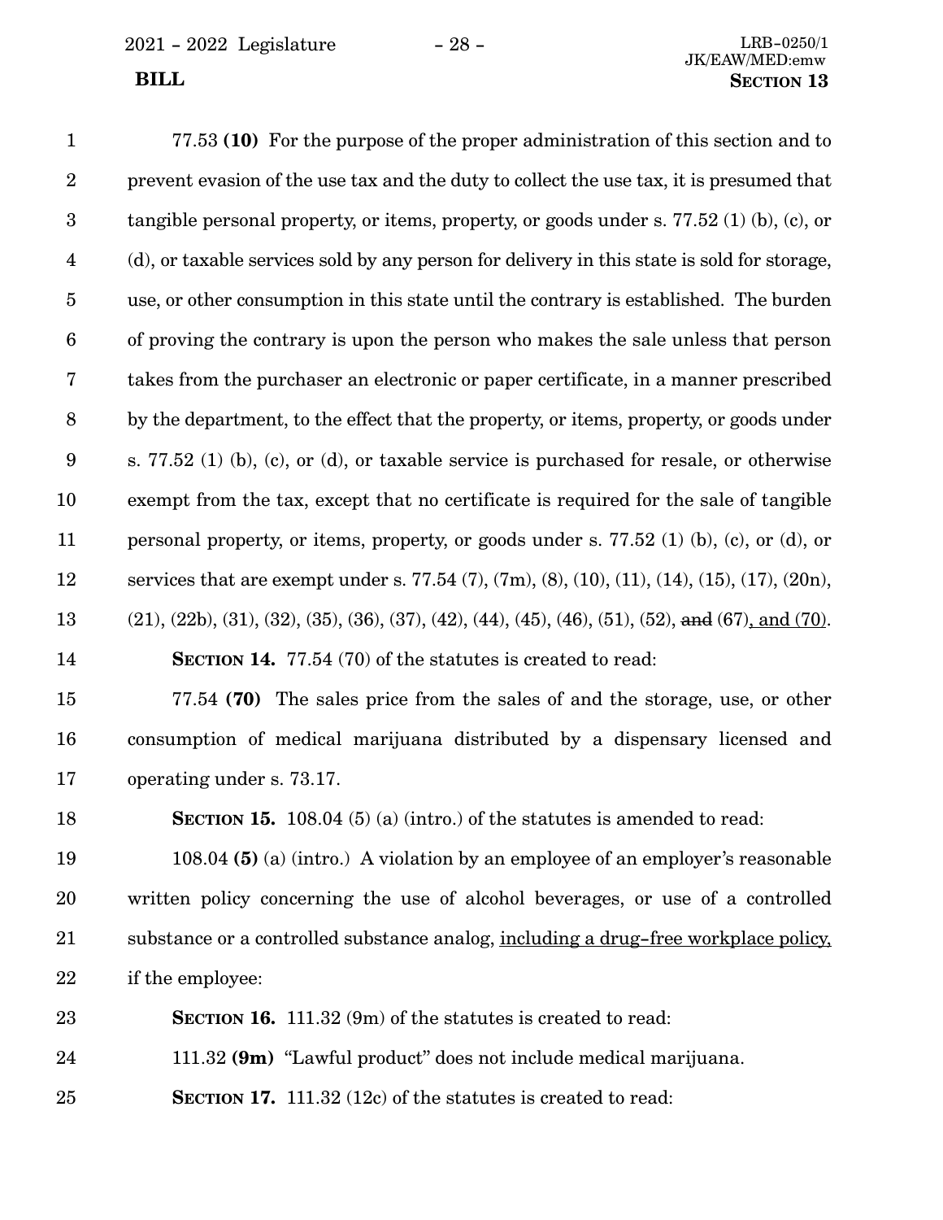77.53 **(10)** For the purpose of the proper administration of this section and to prevent evasion of the use tax and the duty to collect the use tax, it is presumed that tangible personal property, or items, property, or goods under s. 77.52 (1) (b), (c), or (d), or taxable services sold by any person for delivery in this state is sold for storage, use, or other consumption in this state until the contrary is established. The burden of proving the contrary is upon the person who makes the sale unless that person takes from the purchaser an electronic or paper certificate, in a manner prescribed by the department, to the effect that the property, or items, property, or goods under s. 77.52 (1) (b), (c), or (d), or taxable service is purchased for resale, or otherwise exempt from the tax, except that no certificate is required for the sale of tangible personal property, or items, property, or goods under s. 77.52 (1) (b), (c), or (d), or services that are exempt under s. 77.54 (7), (7m), (8), (10), (11), (14), (15), (17), (20n), (21), (22b), (31), (32), (35), (36), (37), (42), (44), (45), (46), (51), (52), ~~and~~ (67), and (70).

**SECTION 14.** 77.54 (70) of the statutes is created to read:

77.54 **(70)** The sales price from the sales of and the storage, use, or other consumption of medical marijuana distributed by a dispensary licensed and operating under s. 73.17.

**SECTION 15.** 108.04 (5) (a) (intro.) of the statutes is amended to read:

108.04 **(5)** (a) (intro.) A violation by an employee of an employer's reasonable written policy concerning the use of alcohol beverages, or use of a controlled substance or a controlled substance analog, including a drug-free workplace policy, if the employee:

**SECTION 16.** 111.32 (9m) of the statutes is created to read:

111.32 **(9m)** "Lawful product" does not include medical marijuana.

**SECTION 17.** 111.32 (12c) of the statutes is created to read: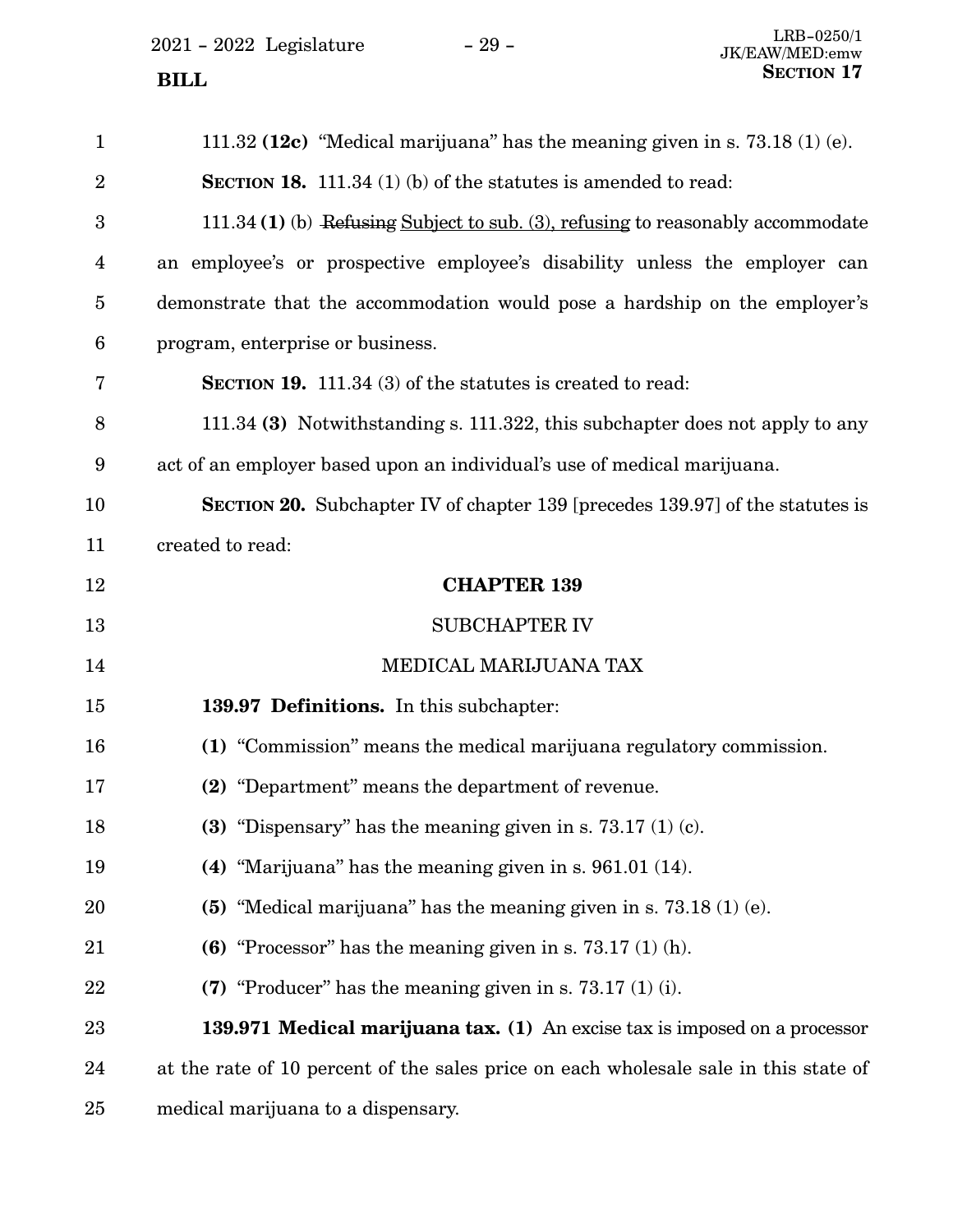111.32 **(12c)** "Medical marijuana" has the meaning given in s. 73.18 (1) (e).

**SECTION 18.** 111.34 (1) (b) of the statutes is amended to read:

111.34 **(1)** (b) ~~Refusing~~ Subject to sub. (3), refusing to reasonably accommodate an employee's or prospective employee's disability unless the employer can demonstrate that the accommodation would pose a hardship on the employer's program, enterprise or business.

**SECTION 19.** 111.34 (3) of the statutes is created to read:

111.34 **(3)** Notwithstanding s. 111.322, this subchapter does not apply to any act of an employer based upon an individual's use of medical marijuana.

**SECTION 20.** Subchapter IV of chapter 139 [precedes 139.97] of the statutes is created to read:

## CHAPTER 139

### SUBCHAPTER IV

### MEDICAL MARIJUANA TAX

**139.97 Definitions.** In this subchapter:

**(1)** "Commission" means the medical marijuana regulatory commission.

**(2)** "Department" means the department of revenue.

**(3)** "Dispensary" has the meaning given in s. 73.17 (1) (c).

**(4)** "Marijuana" has the meaning given in s. 961.01 (14).

**(5)** "Medical marijuana" has the meaning given in s. 73.18 (1) (e).

**(6)** "Processor" has the meaning given in s. 73.17 (1) (h).

**(7)** "Producer" has the meaning given in s. 73.17 (1) (i).

**139.971 Medical marijuana tax. (1)** An excise tax is imposed on a processor at the rate of 10 percent of the sales price on each wholesale sale in this state of medical marijuana to a dispensary.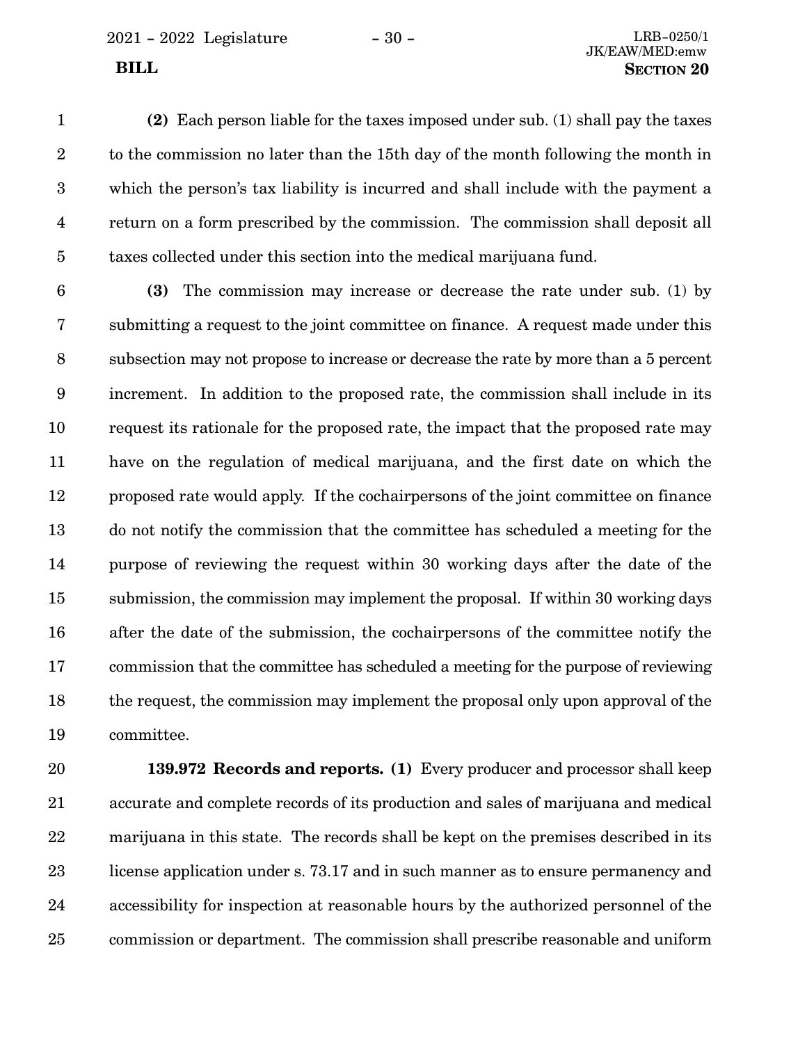**(2)** Each person liable for the taxes imposed under sub. (1) shall pay the taxes to the commission no later than the 15th day of the month following the month in which the person's tax liability is incurred and shall include with the payment a return on a form prescribed by the commission. The commission shall deposit all taxes collected under this section into the medical marijuana fund.

**(3)** The commission may increase or decrease the rate under sub. (1) by submitting a request to the joint committee on finance. A request made under this subsection may not propose to increase or decrease the rate by more than a 5 percent increment. In addition to the proposed rate, the commission shall include in its request its rationale for the proposed rate, the impact that the proposed rate may have on the regulation of medical marijuana, and the first date on which the proposed rate would apply. If the cochairpersons of the joint committee on finance do not notify the commission that the committee has scheduled a meeting for the purpose of reviewing the request within 30 working days after the date of the submission, the commission may implement the proposal. If within 30 working days after the date of the submission, the cochairpersons of the committee notify the commission that the committee has scheduled a meeting for the purpose of reviewing the request, the commission may implement the proposal only upon approval of the committee.

**139.972 Records and reports. (1)** Every producer and processor shall keep accurate and complete records of its production and sales of marijuana and medical marijuana in this state. The records shall be kept on the premises described in its license application under s. 73.17 and in such manner as to ensure permanency and accessibility for inspection at reasonable hours by the authorized personnel of the commission or department. The commission shall prescribe reasonable and uniform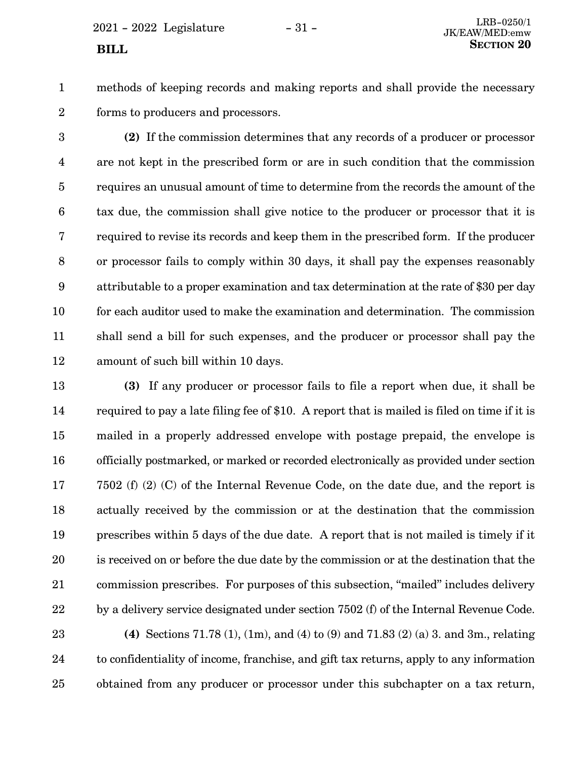methods of keeping records and making reports and shall provide the necessary forms to producers and processors.

**(2)** If the commission determines that any records of a producer or processor are not kept in the prescribed form or are in such condition that the commission requires an unusual amount of time to determine from the records the amount of the tax due, the commission shall give notice to the producer or processor that it is required to revise its records and keep them in the prescribed form. If the producer or processor fails to comply within 30 days, it shall pay the expenses reasonably attributable to a proper examination and tax determination at the rate of $30 per day for each auditor used to make the examination and determination. The commission shall send a bill for such expenses, and the producer or processor shall pay the amount of such bill within 10 days.

**(3)** If any producer or processor fails to file a report when due, it shall be required to pay a late filing fee of $10. A report that is mailed is filed on time if it is mailed in a properly addressed envelope with postage prepaid, the envelope is officially postmarked, or marked or recorded electronically as provided under section 7502 (f) (2) (C) of the Internal Revenue Code, on the date due, and the report is actually received by the commission or at the destination that the commission prescribes within 5 days of the due date. A report that is not mailed is timely if it is received on or before the due date by the commission or at the destination that the commission prescribes. For purposes of this subsection, "mailed" includes delivery by a delivery service designated under section 7502 (f) of the Internal Revenue Code.

**(4)** Sections 71.78 (1), (1m), and (4) to (9) and 71.83 (2) (a) 3. and 3m., relating to confidentiality of income, franchise, and gift tax returns, apply to any information obtained from any producer or processor under this subchapter on a tax return,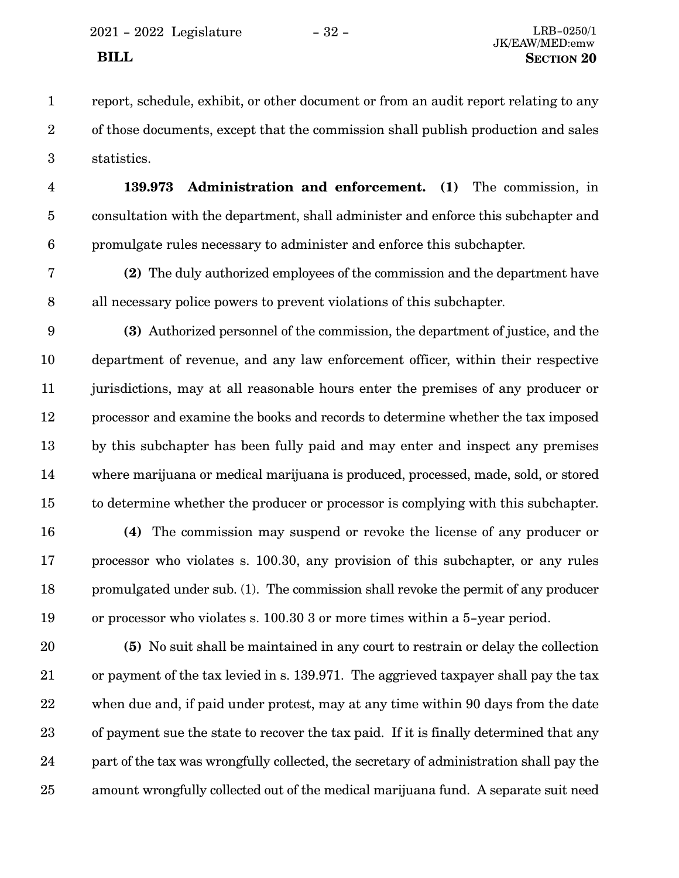report, schedule, exhibit, or other document or from an audit report relating to any of those documents, except that the commission shall publish production and sales statistics.

**139.973 Administration and enforcement. (1)** The commission, in consultation with the department, shall administer and enforce this subchapter and promulgate rules necessary to administer and enforce this subchapter.

**(2)** The duly authorized employees of the commission and the department have all necessary police powers to prevent violations of this subchapter.

**(3)** Authorized personnel of the commission, the department of justice, and the department of revenue, and any law enforcement officer, within their respective jurisdictions, may at all reasonable hours enter the premises of any producer or processor and examine the books and records to determine whether the tax imposed by this subchapter has been fully paid and may enter and inspect any premises where marijuana or medical marijuana is produced, processed, made, sold, or stored to determine whether the producer or processor is complying with this subchapter.

**(4)** The commission may suspend or revoke the license of any producer or processor who violates s. 100.30, any provision of this subchapter, or any rules promulgated under sub. (1). The commission shall revoke the permit of any producer or processor who violates s. 100.30 3 or more times within a 5-year period.

**(5)** No suit shall be maintained in any court to restrain or delay the collection or payment of the tax levied in s. 139.971. The aggrieved taxpayer shall pay the tax when due and, if paid under protest, may at any time within 90 days from the date of payment sue the state to recover the tax paid. If it is finally determined that any part of the tax was wrongfully collected, the secretary of administration shall pay the amount wrongfully collected out of the medical marijuana fund. A separate suit need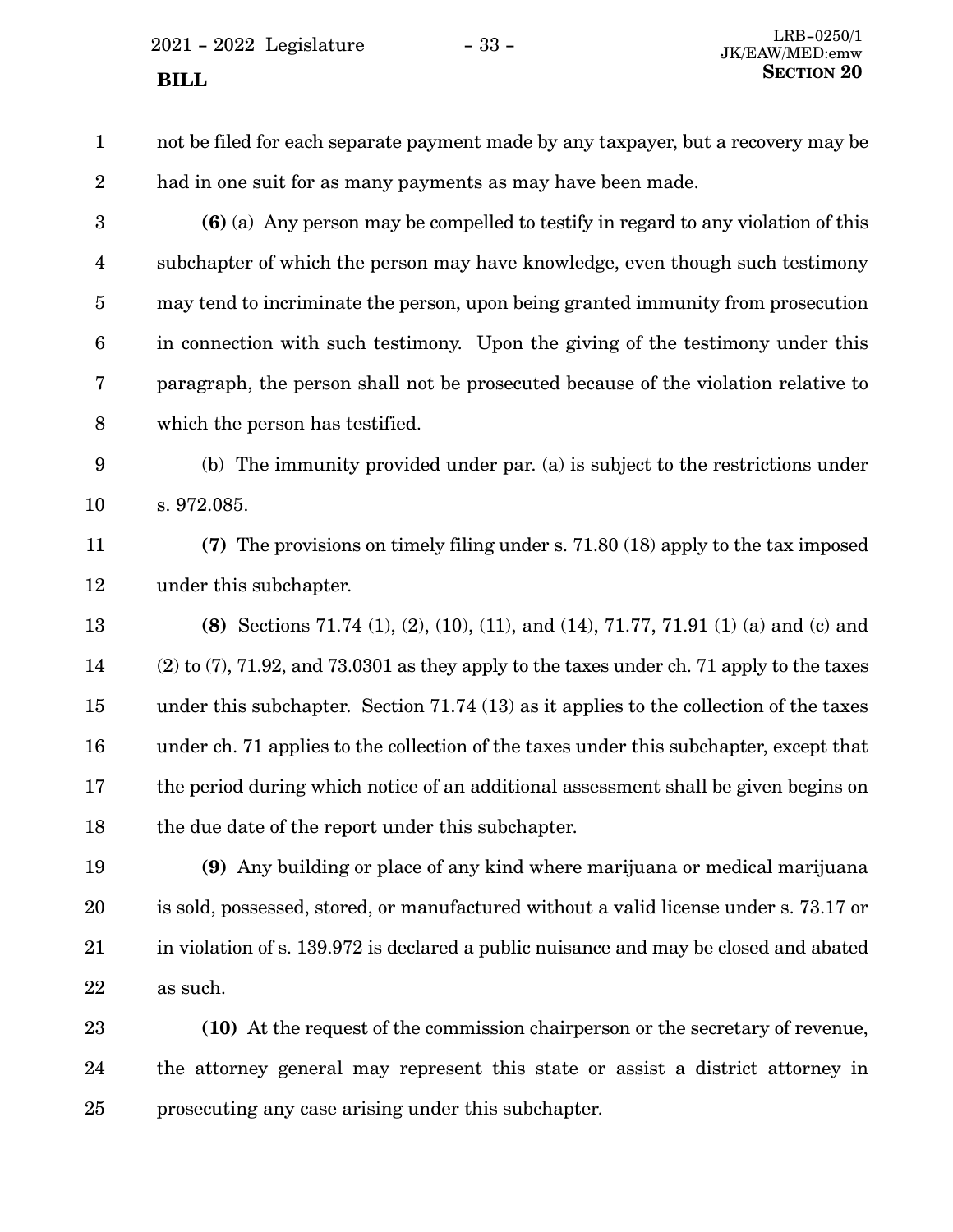not be filed for each separate payment made by any taxpayer, but a recovery may be had in one suit for as many payments as may have been made.

**(6)** (a) Any person may be compelled to testify in regard to any violation of this subchapter of which the person may have knowledge, even though such testimony may tend to incriminate the person, upon being granted immunity from prosecution in connection with such testimony. Upon the giving of the testimony under this paragraph, the person shall not be prosecuted because of the violation relative to which the person has testified.

(b) The immunity provided under par. (a) is subject to the restrictions under s. 972.085.

**(7)** The provisions on timely filing under s. 71.80 (18) apply to the tax imposed under this subchapter.

**(8)** Sections 71.74 (1), (2), (10), (11), and (14), 71.77, 71.91 (1) (a) and (c) and (2) to (7), 71.92, and 73.0301 as they apply to the taxes under ch. 71 apply to the taxes under this subchapter. Section 71.74 (13) as it applies to the collection of the taxes under ch. 71 applies to the collection of the taxes under this subchapter, except that the period during which notice of an additional assessment shall be given begins on the due date of the report under this subchapter.

**(9)** Any building or place of any kind where marijuana or medical marijuana is sold, possessed, stored, or manufactured without a valid license under s. 73.17 or in violation of s. 139.972 is declared a public nuisance and may be closed and abated as such.

**(10)** At the request of the commission chairperson or the secretary of revenue, the attorney general may represent this state or assist a district attorney in prosecuting any case arising under this subchapter.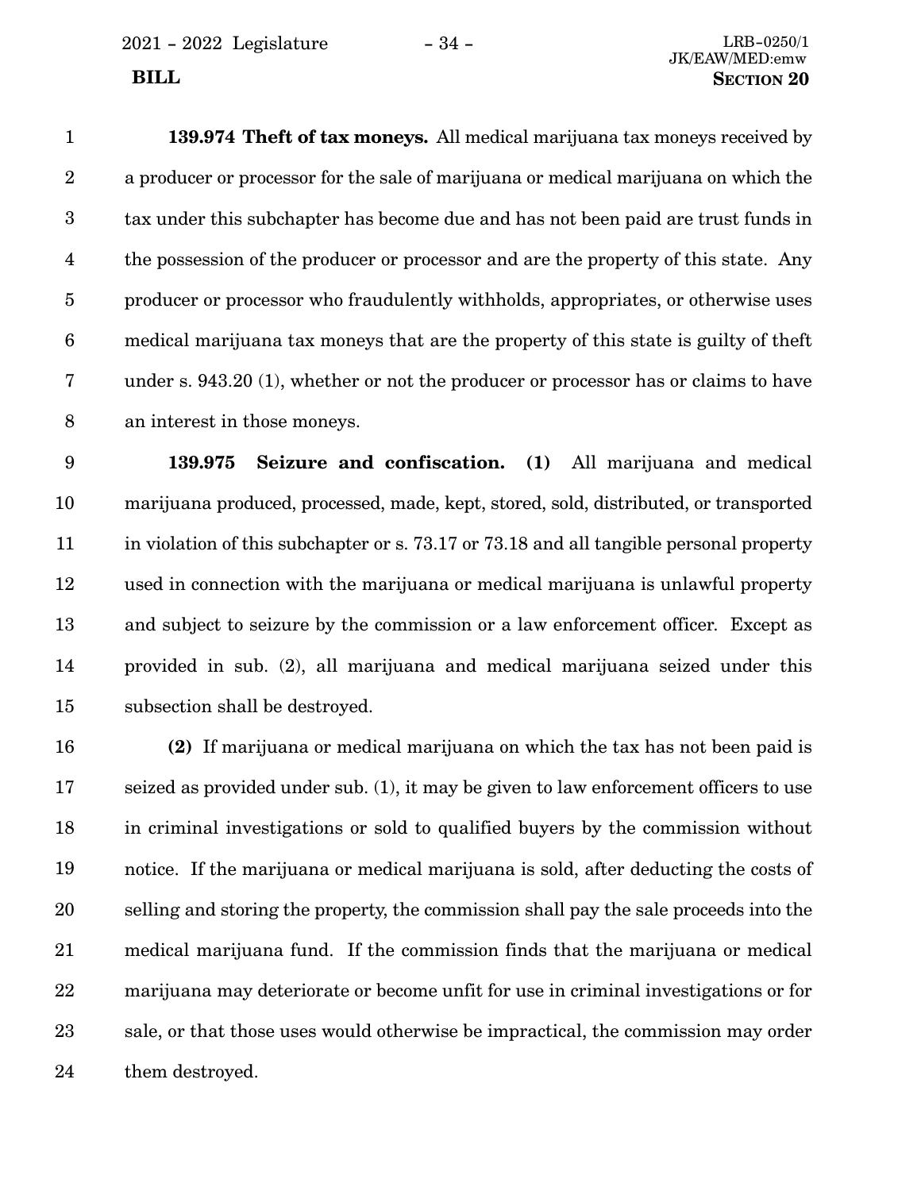**139.974 Theft of tax moneys.** All medical marijuana tax moneys received by a producer or processor for the sale of marijuana or medical marijuana on which the tax under this subchapter has become due and has not been paid are trust funds in the possession of the producer or processor and are the property of this state. Any producer or processor who fraudulently withholds, appropriates, or otherwise uses medical marijuana tax moneys that are the property of this state is guilty of theft under s. 943.20 (1), whether or not the producer or processor has or claims to have an interest in those moneys.

**139.975 Seizure and confiscation. (1)** All marijuana and medical marijuana produced, processed, made, kept, stored, sold, distributed, or transported in violation of this subchapter or s. 73.17 or 73.18 and all tangible personal property used in connection with the marijuana or medical marijuana is unlawful property and subject to seizure by the commission or a law enforcement officer. Except as provided in sub. (2), all marijuana and medical marijuana seized under this subsection shall be destroyed.

**(2)** If marijuana or medical marijuana on which the tax has not been paid is seized as provided under sub. (1), it may be given to law enforcement officers to use in criminal investigations or sold to qualified buyers by the commission without notice. If the marijuana or medical marijuana is sold, after deducting the costs of selling and storing the property, the commission shall pay the sale proceeds into the medical marijuana fund. If the commission finds that the marijuana or medical marijuana may deteriorate or become unfit for use in criminal investigations or for sale, or that those uses would otherwise be impractical, the commission may order them destroyed.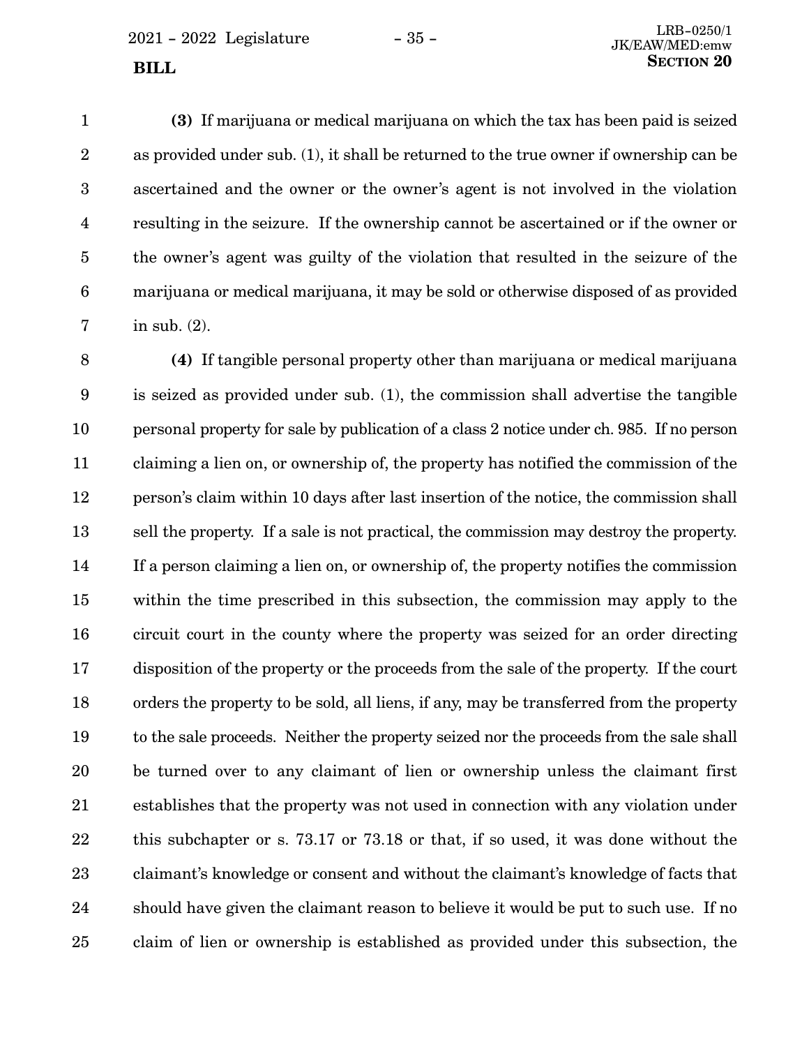**(3)** If marijuana or medical marijuana on which the tax has been paid is seized as provided under sub. (1), it shall be returned to the true owner if ownership can be ascertained and the owner or the owner's agent is not involved in the violation resulting in the seizure. If the ownership cannot be ascertained or if the owner or the owner's agent was guilty of the violation that resulted in the seizure of the marijuana or medical marijuana, it may be sold or otherwise disposed of as provided in sub. (2).

**(4)** If tangible personal property other than marijuana or medical marijuana is seized as provided under sub. (1), the commission shall advertise the tangible personal property for sale by publication of a class 2 notice under ch. 985. If no person claiming a lien on, or ownership of, the property has notified the commission of the person's claim within 10 days after last insertion of the notice, the commission shall sell the property. If a sale is not practical, the commission may destroy the property. If a person claiming a lien on, or ownership of, the property notifies the commission within the time prescribed in this subsection, the commission may apply to the circuit court in the county where the property was seized for an order directing disposition of the property or the proceeds from the sale of the property. If the court orders the property to be sold, all liens, if any, may be transferred from the property to the sale proceeds. Neither the property seized nor the proceeds from the sale shall be turned over to any claimant of lien or ownership unless the claimant first establishes that the property was not used in connection with any violation under this subchapter or s. 73.17 or 73.18 or that, if so used, it was done without the claimant's knowledge or consent and without the claimant's knowledge of facts that should have given the claimant reason to believe it would be put to such use. If no claim of lien or ownership is established as provided under this subsection, the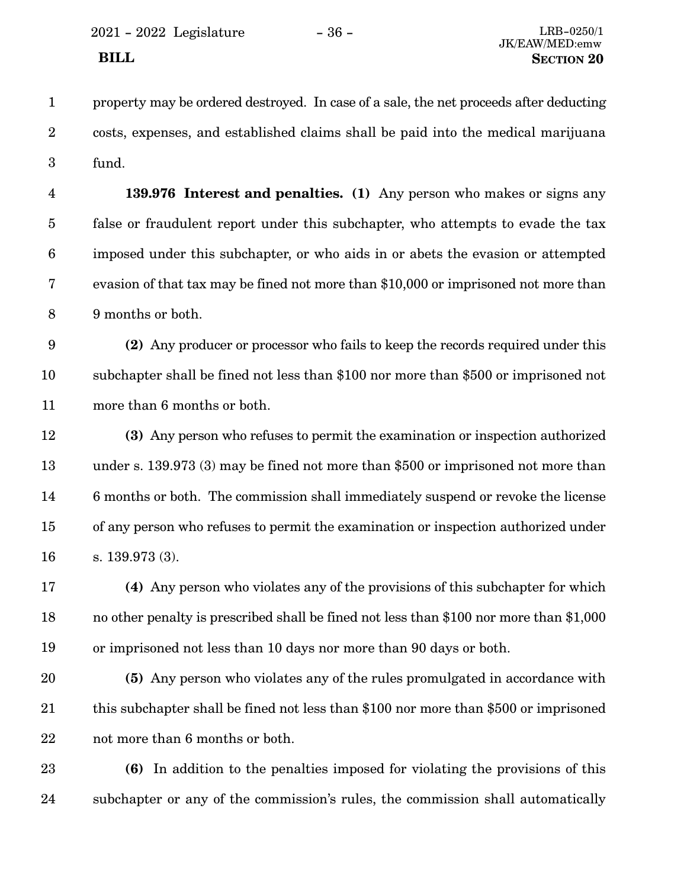property may be ordered destroyed. In case of a sale, the net proceeds after deducting costs, expenses, and established claims shall be paid into the medical marijuana fund.

**139.976 Interest and penalties. (1)** Any person who makes or signs any false or fraudulent report under this subchapter, who attempts to evade the tax imposed under this subchapter, or who aids in or abets the evasion or attempted evasion of that tax may be fined not more than $10,000 or imprisoned not more than 9 months or both.

**(2)** Any producer or processor who fails to keep the records required under this subchapter shall be fined not less than $100 nor more than $500 or imprisoned not more than 6 months or both.

**(3)** Any person who refuses to permit the examination or inspection authorized under s. 139.973 (3) may be fined not more than $500 or imprisoned not more than 6 months or both. The commission shall immediately suspend or revoke the license of any person who refuses to permit the examination or inspection authorized under s. 139.973 (3).

**(4)** Any person who violates any of the provisions of this subchapter for which no other penalty is prescribed shall be fined not less than $100 nor more than $1,000 or imprisoned not less than 10 days nor more than 90 days or both.

**(5)** Any person who violates any of the rules promulgated in accordance with this subchapter shall be fined not less than $100 nor more than $500 or imprisoned not more than 6 months or both.

**(6)** In addition to the penalties imposed for violating the provisions of this subchapter or any of the commission's rules, the commission shall automatically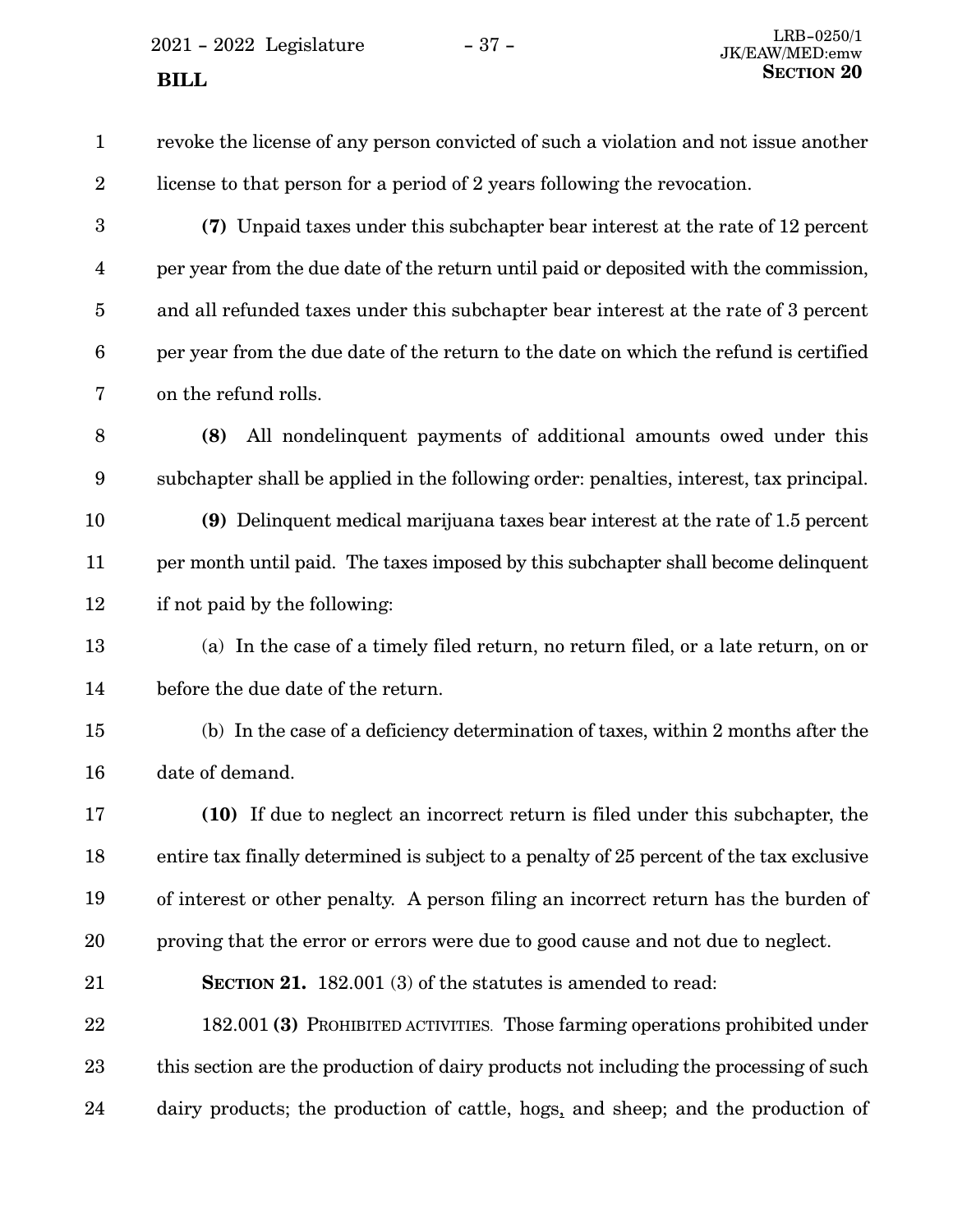revoke the license of any person convicted of such a violation and not issue another license to that person for a period of 2 years following the revocation.

**(7)** Unpaid taxes under this subchapter bear interest at the rate of 12 percent per year from the due date of the return until paid or deposited with the commission, and all refunded taxes under this subchapter bear interest at the rate of 3 percent per year from the due date of the return to the date on which the refund is certified on the refund rolls.

**(8)** All nondelinquent payments of additional amounts owed under this subchapter shall be applied in the following order: penalties, interest, tax principal.

**(9)** Delinquent medical marijuana taxes bear interest at the rate of 1.5 percent per month until paid. The taxes imposed by this subchapter shall become delinquent if not paid by the following:

(a) In the case of a timely filed return, no return filed, or a late return, on or before the due date of the return.

(b) In the case of a deficiency determination of taxes, within 2 months after the date of demand.

**(10)** If due to neglect an incorrect return is filed under this subchapter, the entire tax finally determined is subject to a penalty of 25 percent of the tax exclusive of interest or other penalty. A person filing an incorrect return has the burden of proving that the error or errors were due to good cause and not due to neglect.

**SECTION 21.** 182.001 (3) of the statutes is amended to read:

182.001 **(3)** PROHIBITED ACTIVITIES. Those farming operations prohibited under this section are the production of dairy products not including the processing of such dairy products; the production of cattle, hogs, and sheep; and the production of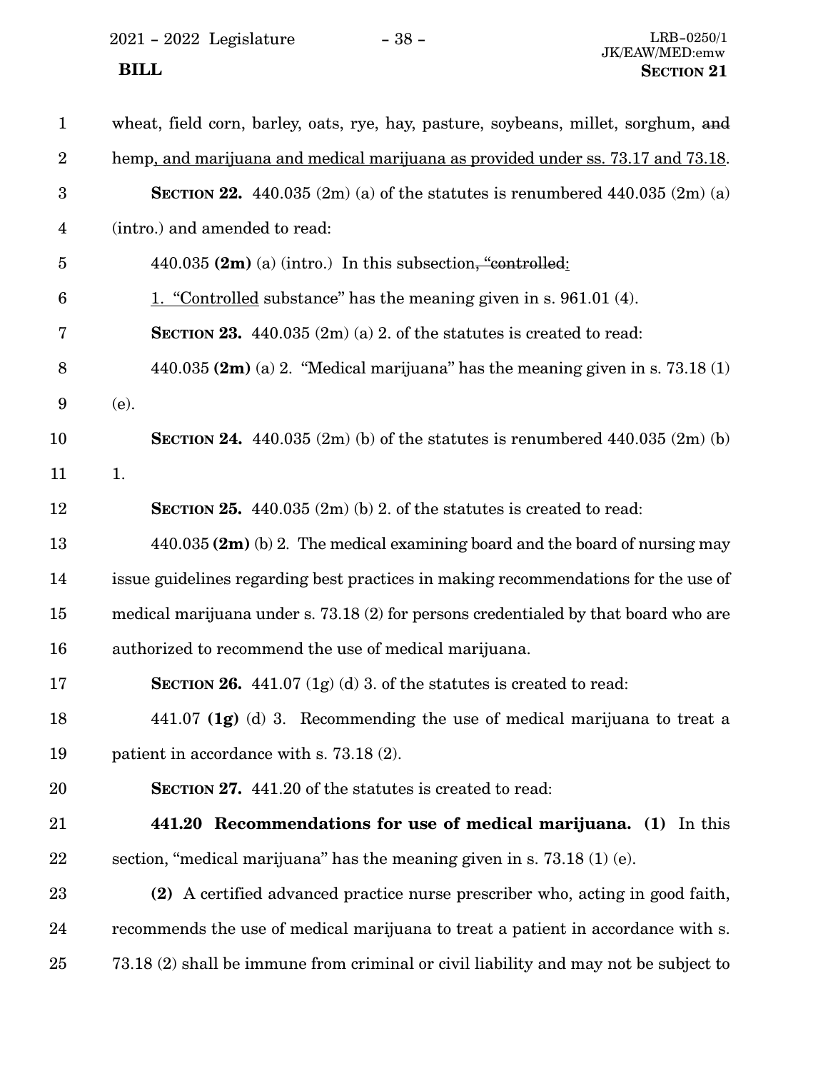wheat, field corn, barley, oats, rye, hay, pasture, soybeans, millet, sorghum, ~~and~~ hemp, and marijuana and medical marijuana as provided under ss. 73.17 and 73.18.

**SECTION 22.** 440.035 (2m) (a) of the statutes is renumbered 440.035 (2m) (a) (intro.) and amended to read:

440.035 **(2m)** (a) (intro.) In this subsection~~, "controlled~~:

1. "Controlled substance" has the meaning given in s. 961.01 (4).

**SECTION 23.** 440.035 (2m) (a) 2. of the statutes is created to read:

440.035 **(2m)** (a) 2. "Medical marijuana" has the meaning given in s. 73.18 (1) (e).

**SECTION 24.** 440.035 (2m) (b) of the statutes is renumbered 440.035 (2m) (b) 1.

**SECTION 25.** 440.035 (2m) (b) 2. of the statutes is created to read:

440.035 **(2m)** (b) 2. The medical examining board and the board of nursing may issue guidelines regarding best practices in making recommendations for the use of medical marijuana under s. 73.18 (2) for persons credentialed by that board who are authorized to recommend the use of medical marijuana.

**SECTION 26.** 441.07 (1g) (d) 3. of the statutes is created to read:

441.07 **(1g)** (d) 3. Recommending the use of medical marijuana to treat a patient in accordance with s. 73.18 (2).

**SECTION 27.** 441.20 of the statutes is created to read:

**441.20 Recommendations for use of medical marijuana. (1)** In this section, "medical marijuana" has the meaning given in s. 73.18 (1) (e).

**(2)** A certified advanced practice nurse prescriber who, acting in good faith, recommends the use of medical marijuana to treat a patient in accordance with s. 73.18 (2) shall be immune from criminal or civil liability and may not be subject to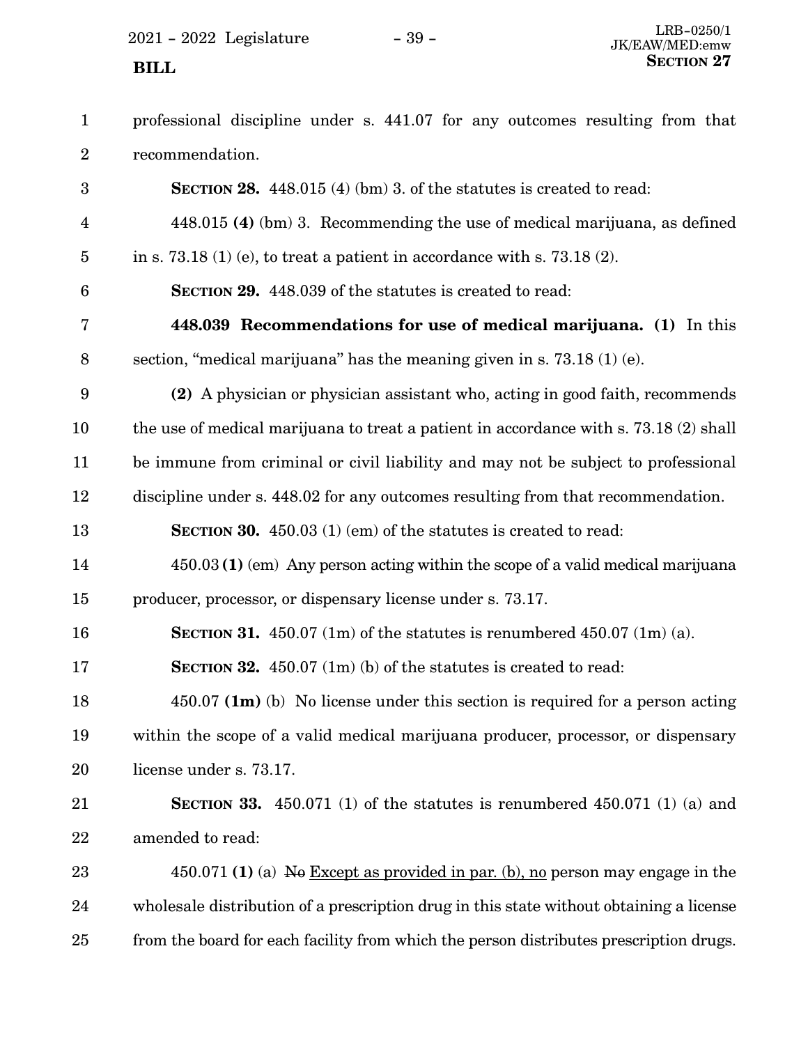professional discipline under s. 441.07 for any outcomes resulting from that recommendation.

**SECTION 28.** 448.015 (4) (bm) 3. of the statutes is created to read:

448.015 **(4)** (bm) 3. Recommending the use of medical marijuana, as defined in s. 73.18 (1) (e), to treat a patient in accordance with s. 73.18 (2).

**SECTION 29.** 448.039 of the statutes is created to read:

**448.039 Recommendations for use of medical marijuana. (1)** In this section, "medical marijuana" has the meaning given in s. 73.18 (1) (e).

**(2)** A physician or physician assistant who, acting in good faith, recommends the use of medical marijuana to treat a patient in accordance with s. 73.18 (2) shall be immune from criminal or civil liability and may not be subject to professional discipline under s. 448.02 for any outcomes resulting from that recommendation.

**SECTION 30.** 450.03 (1) (em) of the statutes is created to read:

450.03 **(1)** (em) Any person acting within the scope of a valid medical marijuana producer, processor, or dispensary license under s. 73.17.

**SECTION 31.** 450.07 (1m) of the statutes is renumbered 450.07 (1m) (a).

**SECTION 32.** 450.07 (1m) (b) of the statutes is created to read:

450.07 **(1m)** (b) No license under this section is required for a person acting within the scope of a valid medical marijuana producer, processor, or dispensary license under s. 73.17.

**SECTION 33.** 450.071 (1) of the statutes is renumbered 450.071 (1) (a) and amended to read:

450.071 **(1)** (a) ~~No~~ <u>Except as provided in par. (b), no</u> person may engage in the wholesale distribution of a prescription drug in this state without obtaining a license from the board for each facility from which the person distributes prescription drugs.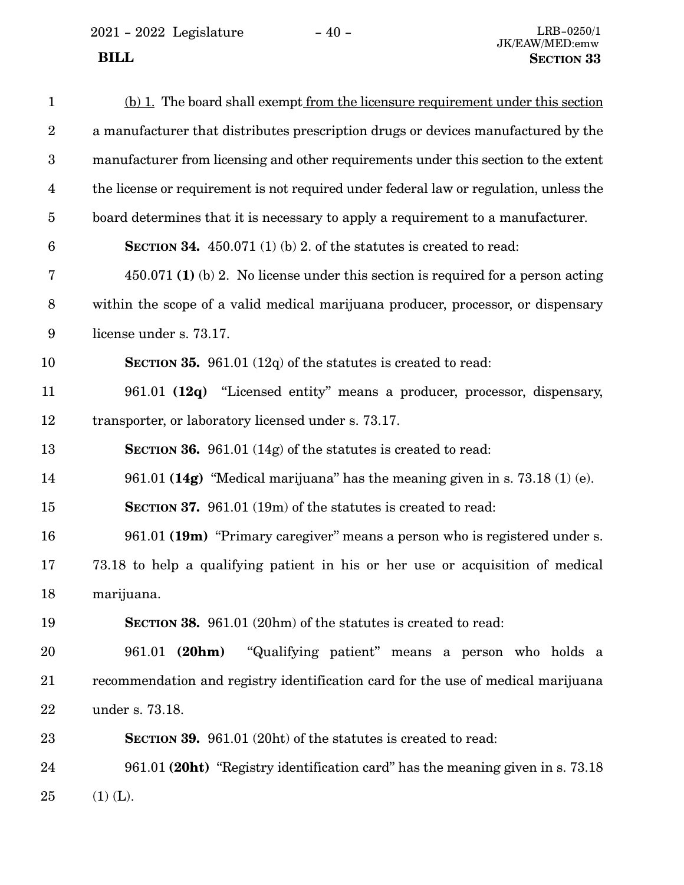(b) 1. The board shall exempt from the licensure requirement under this section a manufacturer that distributes prescription drugs or devices manufactured by the manufacturer from licensing and other requirements under this section to the extent the license or requirement is not required under federal law or regulation, unless the board determines that it is necessary to apply a requirement to a manufacturer.

**SECTION 34.** 450.071 (1) (b) 2. of the statutes is created to read:

450.071 **(1)** (b) 2. No license under this section is required for a person acting within the scope of a valid medical marijuana producer, processor, or dispensary license under s. 73.17.

**SECTION 35.** 961.01 (12q) of the statutes is created to read:

961.01 **(12q)** "Licensed entity" means a producer, processor, dispensary, transporter, or laboratory licensed under s. 73.17.

**SECTION 36.** 961.01 (14g) of the statutes is created to read:

961.01 **(14g)** "Medical marijuana" has the meaning given in s. 73.18 (1) (e).

**SECTION 37.** 961.01 (19m) of the statutes is created to read:

961.01 **(19m)** "Primary caregiver" means a person who is registered under s. 73.18 to help a qualifying patient in his or her use or acquisition of medical marijuana.

**SECTION 38.** 961.01 (20hm) of the statutes is created to read:

961.01 **(20hm)** "Qualifying patient" means a person who holds a recommendation and registry identification card for the use of medical marijuana under s. 73.18.

**SECTION 39.** 961.01 (20ht) of the statutes is created to read:

961.01 **(20ht)** "Registry identification card" has the meaning given in s. 73.18 (1) (L).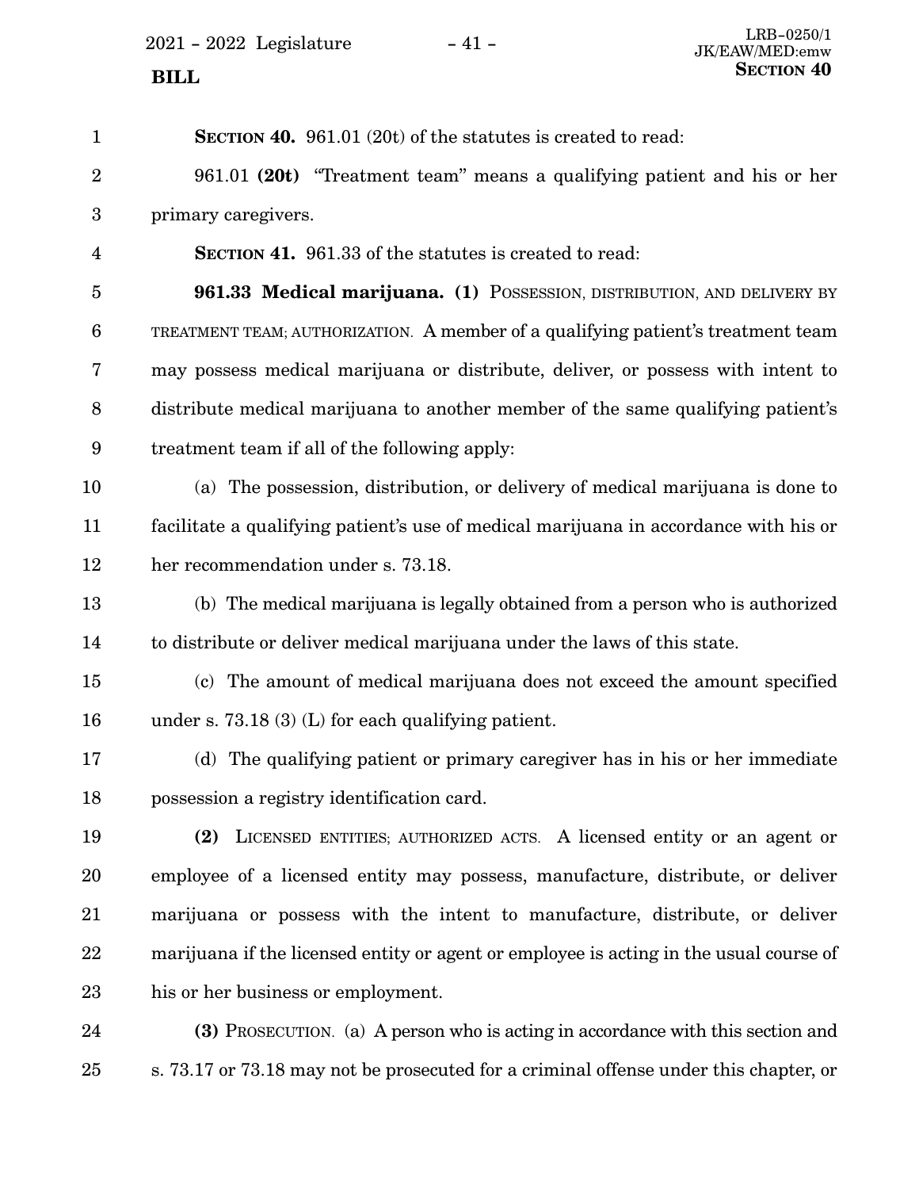**SECTION 40.** 961.01 (20t) of the statutes is created to read:

961.01 **(20t)** "Treatment team" means a qualifying patient and his or her primary caregivers.

**SECTION 41.** 961.33 of the statutes is created to read:

**961.33 Medical marijuana. (1)** POSSESSION, DISTRIBUTION, AND DELIVERY BY TREATMENT TEAM; AUTHORIZATION. A member of a qualifying patient's treatment team may possess medical marijuana or distribute, deliver, or possess with intent to distribute medical marijuana to another member of the same qualifying patient's treatment team if all of the following apply:

(a) The possession, distribution, or delivery of medical marijuana is done to facilitate a qualifying patient's use of medical marijuana in accordance with his or her recommendation under s. 73.18.

(b) The medical marijuana is legally obtained from a person who is authorized to distribute or deliver medical marijuana under the laws of this state.

(c) The amount of medical marijuana does not exceed the amount specified under s. 73.18 (3) (L) for each qualifying patient.

(d) The qualifying patient or primary caregiver has in his or her immediate possession a registry identification card.

**(2)** LICENSED ENTITIES; AUTHORIZED ACTS. A licensed entity or an agent or employee of a licensed entity may possess, manufacture, distribute, or deliver marijuana or possess with the intent to manufacture, distribute, or deliver marijuana if the licensed entity or agent or employee is acting in the usual course of his or her business or employment.

**(3)** PROSECUTION. (a) A person who is acting in accordance with this section and s. 73.17 or 73.18 may not be prosecuted for a criminal offense under this chapter, or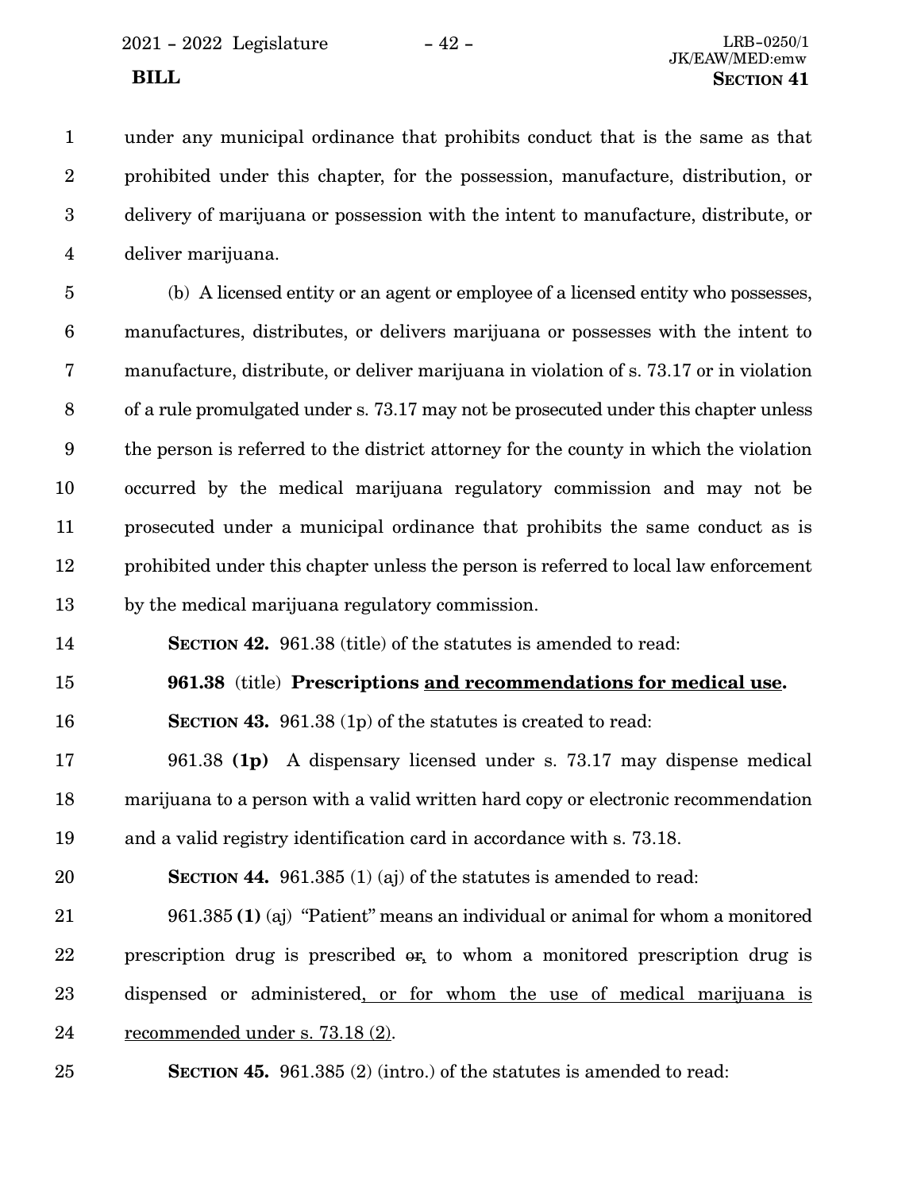under any municipal ordinance that prohibits conduct that is the same as that prohibited under this chapter, for the possession, manufacture, distribution, or delivery of marijuana or possession with the intent to manufacture, distribute, or deliver marijuana.

(b) A licensed entity or an agent or employee of a licensed entity who possesses, manufactures, distributes, or delivers marijuana or possesses with the intent to manufacture, distribute, or deliver marijuana in violation of s. 73.17 or in violation of a rule promulgated under s. 73.17 may not be prosecuted under this chapter unless the person is referred to the district attorney for the county in which the violation occurred by the medical marijuana regulatory commission and may not be prosecuted under a municipal ordinance that prohibits the same conduct as is prohibited under this chapter unless the person is referred to local law enforcement by the medical marijuana regulatory commission.

**SECTION 42.** 961.38 (title) of the statutes is amended to read:

**961.38** (title) **Prescriptions <u>and recommendations for medical use</u>.**

**SECTION 43.** 961.38 (1p) of the statutes is created to read:

961.38 **(1p)** A dispensary licensed under s. 73.17 may dispense medical marijuana to a person with a valid written hard copy or electronic recommendation and a valid registry identification card in accordance with s. 73.18.

**SECTION 44.** 961.385 (1) (aj) of the statutes is amended to read:

961.385 **(1)** (aj) "Patient" means an individual or animal for whom a monitored prescription drug is prescribed ~~or~~<u>,</u> to whom a monitored prescription drug is dispensed or administered<u>, or for whom the use of medical marijuana is recommended under s. 73.18 (2)</u>.

**SECTION 45.** 961.385 (2) (intro.) of the statutes is amended to read: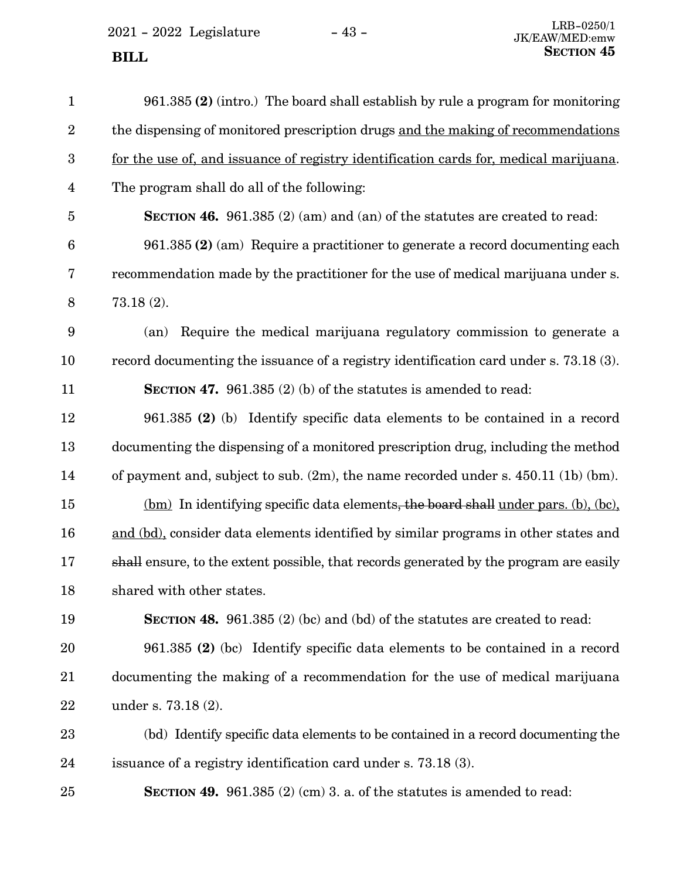961.385 **(2)** (intro.) The board shall establish by rule a program for monitoring the dispensing of monitored prescription drugs <u>and the making of recommendations for the use of, and issuance of registry identification cards for, medical marijuana</u>. The program shall do all of the following:

**SECTION 46.** 961.385 (2) (am) and (an) of the statutes are created to read:

961.385 **(2)** (am) Require a practitioner to generate a record documenting each recommendation made by the practitioner for the use of medical marijuana under s. 73.18 (2).

(an) Require the medical marijuana regulatory commission to generate a record documenting the issuance of a registry identification card under s. 73.18 (3).

**SECTION 47.** 961.385 (2) (b) of the statutes is amended to read:

961.385 **(2)** (b) Identify specific data elements to be contained in a record documenting the dispensing of a monitored prescription drug, including the method of payment and, subject to sub. (2m), the name recorded under s. 450.11 (1b) (bm).

<u>(bm)</u> In identifying specific data elements~~, the board shall~~ <u>under pars. (b), (bc), and (bd),</u> consider data elements identified by similar programs in other states and ~~shall~~ ensure, to the extent possible, that records generated by the program are easily shared with other states.

**SECTION 48.** 961.385 (2) (bc) and (bd) of the statutes are created to read:

961.385 **(2)** (bc) Identify specific data elements to be contained in a record documenting the making of a recommendation for the use of medical marijuana under s. 73.18 (2).

(bd) Identify specific data elements to be contained in a record documenting the issuance of a registry identification card under s. 73.18 (3).

**SECTION 49.** 961.385 (2) (cm) 3. a. of the statutes is amended to read: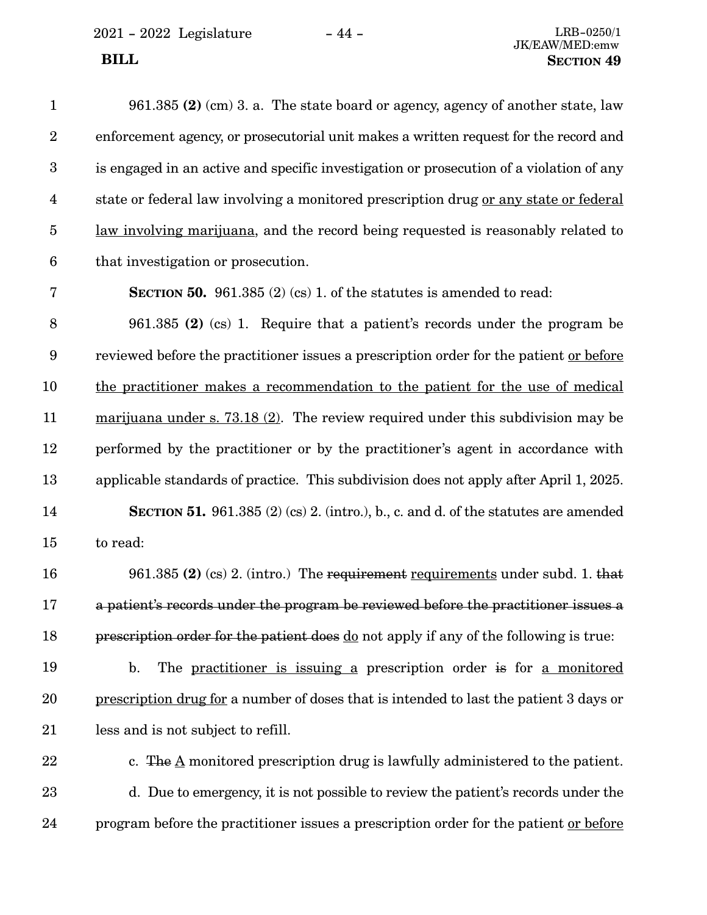961.385 **(2)** (cm) 3. a. The state board or agency, agency of another state, law enforcement agency, or prosecutorial unit makes a written request for the record and is engaged in an active and specific investigation or prosecution of a violation of any state or federal law involving a monitored prescription drug <u>or any state or federal law involving marijuana</u>, and the record being requested is reasonably related to that investigation or prosecution.

**SECTION 50.** 961.385 (2) (cs) 1. of the statutes is amended to read:

961.385 **(2)** (cs) 1. Require that a patient's records under the program be reviewed before the practitioner issues a prescription order for the patient <u>or before the practitioner makes a recommendation to the patient for the use of medical marijuana under s. 73.18 (2)</u>. The review required under this subdivision may be performed by the practitioner or by the practitioner's agent in accordance with applicable standards of practice. This subdivision does not apply after April 1, 2025.

**SECTION 51.** 961.385 (2) (cs) 2. (intro.), b., c. and d. of the statutes are amended to read:

961.385 **(2)** (cs) 2. (intro.) The ~~requirement~~ <u>requirements</u> under subd. 1. ~~that a patient's records under the program be reviewed before the practitioner issues a prescription order for the patient does~~ <u>do</u> not apply if any of the following is true:

b. The <u>practitioner is issuing a</u> prescription order ~~is~~ for <u>a monitored prescription drug for</u> a number of doses that is intended to last the patient 3 days or less and is not subject to refill.

c. ~~The~~ <u>A</u> monitored prescription drug is lawfully administered to the patient.

d. Due to emergency, it is not possible to review the patient's records under the program before the practitioner issues a prescription order for the patient <u>or before</u>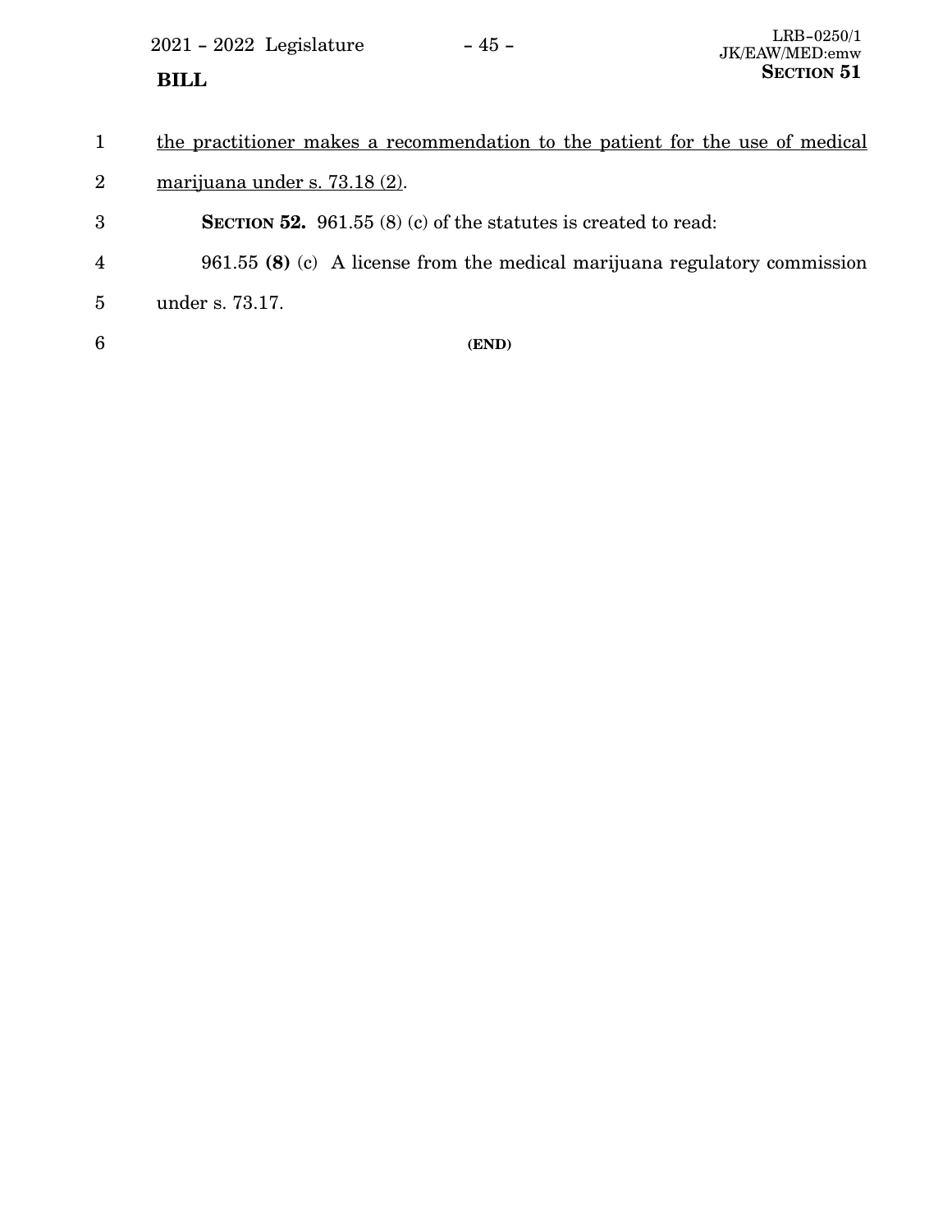the practitioner makes a recommendation to the patient for the use of medical marijuana under s. 73.18 (2).

**SECTION 52.** 961.55 (8) (c) of the statutes is created to read:

961.55 **(8)** (c) A license from the medical marijuana regulatory commission under s. 73.17.

**(END)**